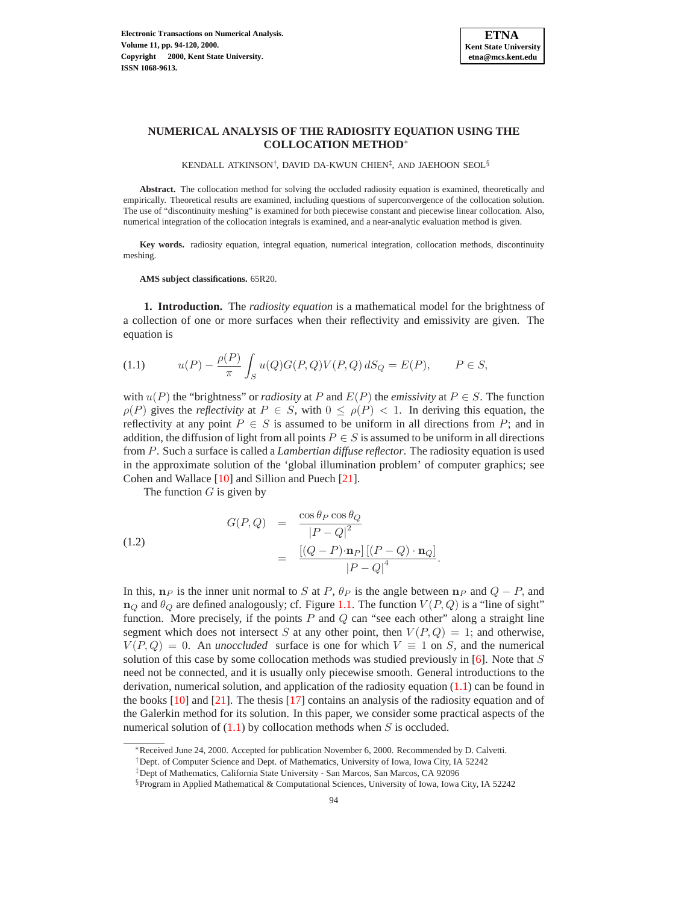# NUMERICAL ANALYSIS OF THE RADIOSITY EQUATION USING THE COLLOCATION METHOD*

KENDALL ATKINSON[†], DAVID DA-KWUN CHIEN[‡], AND JAEHOON SEOL[§]

**Abstract.** The collocation method for solving the occluded radiosity equation is examined, theoretically and empirically. Theoretical results are examined, including questions of superconvergence of the collocation solution. The use of "discontinuity meshing" is examined for both piecewise constant and piecewise linear collocation. Also, numerical integration of the collocation integrals is examined, and a near-analytic evaluation method is given.

**Key words.** radiosity equation, integral equation, numerical integration, collocation methods, discontinuity meshing.

**AMS subject classifications.** 65R20.

## 1. Introduction.

The *radiosity equation* is a mathematical model for the brightness of a collection of one or more surfaces when their reflectivity and emissivity are given. The equation is

$$
u(P) - \frac{\rho(P)}{\pi} \int_S u(Q) G(P,Q) V(P,Q) \, dS_Q = E(P), \qquad P \in S, \tag{1.1}
$$

with $u(P)$ the "brightness" or *radiosity* at $P$ and $E(P)$ the *emissivity* at $P \in S$. The function $\rho(P)$ gives the *reflectivity* at $P \in S$, with $0 \leq \rho(P) < 1$. In deriving this equation, the reflectivity at any point $P \in S$ is assumed to be uniform in all directions from $P$; and in addition, the diffusion of light from all points $P \in S$ is assumed to be uniform in all directions from $P$. Such a surface is called a *Lambertian diffuse reflector*. The radiosity equation is used in the approximate solution of the 'global illumination problem' of computer graphics; see Cohen and Wallace [10] and Sillion and Puech [21].

The function $G$ is given by

$$
\begin{aligned}
G(P,Q) &= \frac{\cos\theta_P \cos\theta_Q}{|P-Q|^2} \\
&= \frac{[(Q-P)\cdot \mathbf{n}_P]\,[(P-Q)\cdot \mathbf{n}_Q]}{|P-Q|^4}.
\end{aligned} \tag{1.2}
$$

In this, $\mathbf{n}_P$ is the inner unit normal to $S$ at $P$, $\theta_P$ is the angle between $\mathbf{n}_P$ and $Q-P$, and $\mathbf{n}_Q$ and $\theta_Q$ are defined analogously; cf. Figure 1.1. The function $V(P,Q)$ is a "line of sight" function. More precisely, if the points $P$ and $Q$ can "see each other" along a straight line segment which does not intersect $S$ at any other point, then $V(P,Q) = 1$; and otherwise, $V(P,Q) = 0$. An *unoccluded* surface is one for which $V \equiv 1$ on $S$, and the numerical solution of this case by some collocation methods was studied previously in [6]. Note that $S$ need not be connected, and it is usually only piecewise smooth. General introductions to the derivation, numerical solution, and application of the radiosity equation (1.1) can be found in the books [10] and [21]. The thesis [17] contains an analysis of the radiosity equation and of the Galerkin method for its solution. In this paper, we consider some practical aspects of the numerical solution of (1.1) by collocation methods when $S$ is occluded.

---

*Received June 24, 2000. Accepted for publication November 6, 2000. Recommended by D. Calvetti.

[†]Dept. of Computer Science and Dept. of Mathematics, University of Iowa, Iowa City, IA 52242

[‡]Dept of Mathematics, California State University - San Marcos, San Marcos, CA 92096

[§]Program in Applied Mathematical & Computational Sciences, University of Iowa, Iowa City, IA 52242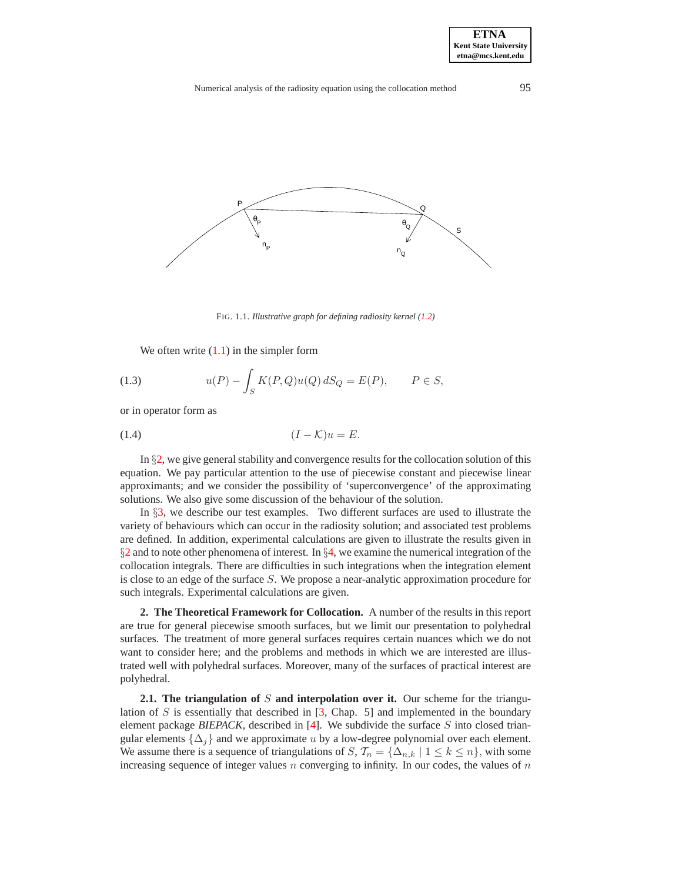FIG. 1.1. *Illustrative graph for defining radiosity kernel (1.2)*

We often write (1.1) in the simpler form

$$u(P) - \int_S K(P,Q)u(Q)\, dS_Q = E(P), \qquad P \in S, \tag{1.3}$$

or in operator form as

$$(I - \mathcal{K})u = E. \tag{1.4}$$

In §2, we give general stability and convergence results for the collocation solution of this equation. We pay particular attention to the use of piecewise constant and piecewise linear approximants; and we consider the possibility of 'superconvergence' of the approximating solutions. We also give some discussion of the behaviour of the solution.

In §3, we describe our test examples. Two different surfaces are used to illustrate the variety of behaviours which can occur in the radiosity solution; and associated test problems are defined. In addition, experimental calculations are given to illustrate the results given in §2 and to note other phenomena of interest. In §4, we examine the numerical integration of the collocation integrals. There are difficulties in such integrations when the integration element is close to an edge of the surface $S$. We propose a near-analytic approximation procedure for such integrals. Experimental calculations are given.

## 2. The Theoretical Framework for Collocation.

A number of the results in this report are true for general piecewise smooth surfaces, but we limit our presentation to polyhedral surfaces. The treatment of more general surfaces requires certain nuances which we do not want to consider here; and the problems and methods in which we are interested are illustrated well with polyhedral surfaces. Moreover, many of the surfaces of practical interest are polyhedral.

### 2.1. The triangulation of $S$ and interpolation over it.

Our scheme for the triangulation of $S$ is essentially that described in [3, Chap. 5] and implemented in the boundary element package *BIEPACK*, described in [4]. We subdivide the surface $S$ into closed triangular elements $\{\Delta_j\}$ and we approximate $u$ by a low-degree polynomial over each element. We assume there is a sequence of triangulations of $S$, $\mathcal{T}_n = \{\Delta_{n,k} \mid 1 \leq k \leq n\}$, with some increasing sequence of integer values $n$ converging to infinity. In our codes, the values of $n$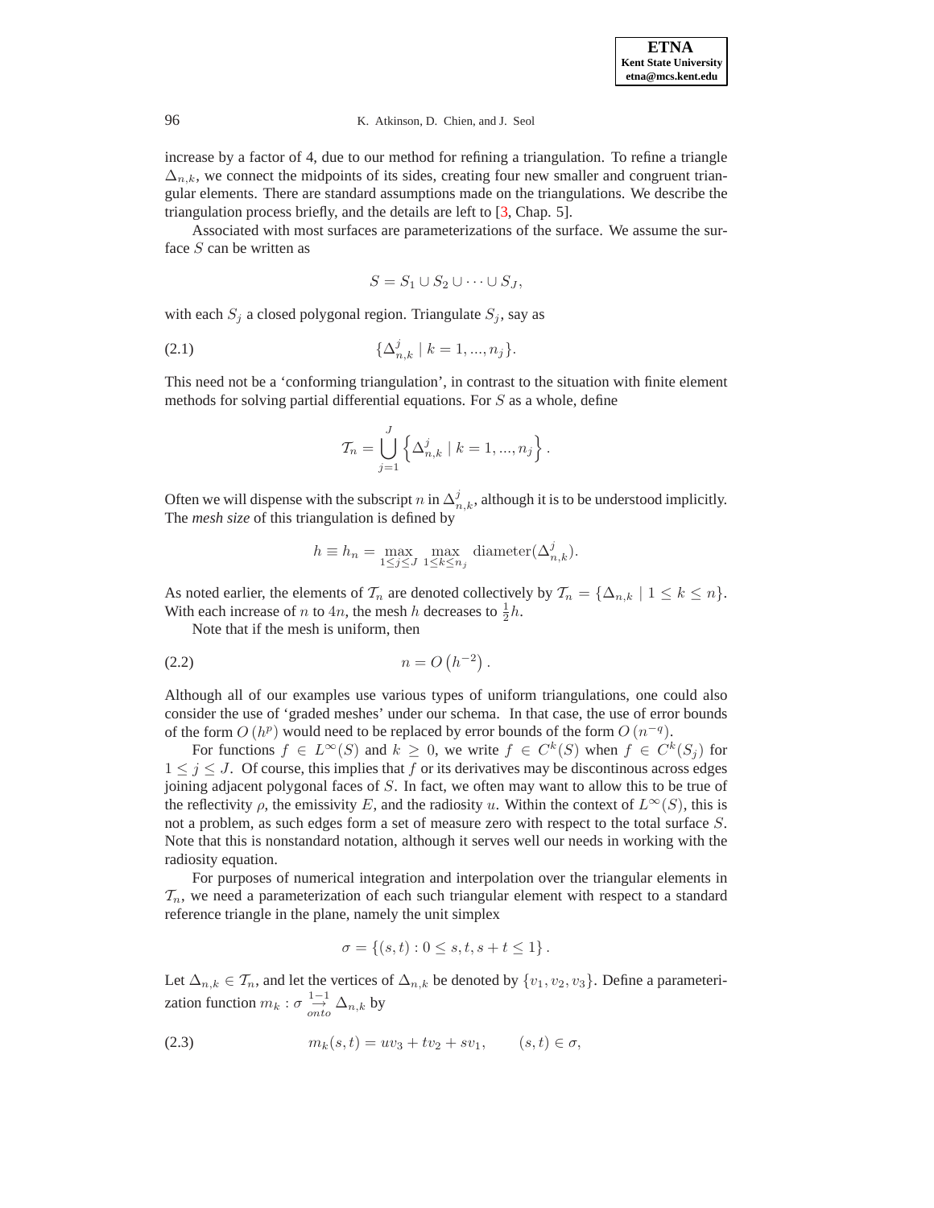increase by a factor of 4, due to our method for refining a triangulation. To refine a triangle $\Delta_{n,k}$, we connect the midpoints of its sides, creating four new smaller and congruent triangular elements. There are standard assumptions made on the triangulations. We describe the triangulation process briefly, and the details are left to [3, Chap. 5].

Associated with most surfaces are parameterizations of the surface. We assume the surface $S$ can be written as

$$S = S_1 \cup S_2 \cup \cdots \cup S_J,$$

with each $S_j$ a closed polygonal region. Triangulate $S_j$, say as

$$\{\Delta^j_{n,k} \mid k = 1, ..., n_j\}. \tag{2.1}$$

This need not be a 'conforming triangulation', in contrast to the situation with finite element methods for solving partial differential equations. For $S$ as a whole, define

$$\mathcal{T}_n = \bigcup_{j=1}^{J} \left\{ \Delta^j_{n,k} \mid k = 1, ..., n_j \right\}.$$

Often we will dispense with the subscript $n$ in $\Delta^j_{n,k}$, although it is to be understood implicitly. The *mesh size* of this triangulation is defined by

$$h \equiv h_n = \max_{1 \le j \le J} \max_{1 \le k \le n_j} \text{diameter}(\Delta^j_{n,k}).$$

As noted earlier, the elements of $\mathcal{T}_n$ are denoted collectively by $\mathcal{T}_n = \{\Delta_{n,k} \mid 1 \le k \le n\}$. With each increase of $n$ to $4n$, the mesh $h$ decreases to $\frac{1}{2}h$.

Note that if the mesh is uniform, then

$$n = O\left(h^{-2}\right). \tag{2.2}$$

Although all of our examples use various types of uniform triangulations, one could also consider the use of 'graded meshes' under our schema. In that case, the use of error bounds of the form $O\left(h^p\right)$ would need to be replaced by error bounds of the form $O\left(n^{-q}\right)$.

For functions $f \in L^\infty(S)$ and $k \ge 0$, we write $f \in C^k(S)$ when $f \in C^k(S_j)$ for $1 \le j \le J$. Of course, this implies that $f$ or its derivatives may be discontinous across edges joining adjacent polygonal faces of $S$. In fact, we often may want to allow this to be true of the reflectivity $\rho$, the emissivity $E$, and the radiosity $u$. Within the context of $L^\infty(S)$, this is not a problem, as such edges form a set of measure zero with respect to the total surface $S$. Note that this is nonstandard notation, although it serves well our needs in working with the radiosity equation.

For purposes of numerical integration and interpolation over the triangular elements in $\mathcal{T}_n$, we need a parameterization of each such triangular element with respect to a standard reference triangle in the plane, namely the unit simplex

$$\sigma = \{(s,t) : 0 \le s, t, s+t \le 1\}.$$

Let $\Delta_{n,k} \in \mathcal{T}_n$, and let the vertices of $\Delta_{n,k}$ be denoted by $\{v_1, v_2, v_3\}$. Define a parameterization function $m_k : \sigma \underset{onto}{\overset{1-1}{\rightarrow}} \Delta_{n,k}$ by

$$m_k(s,t) = uv_3 + tv_2 + sv_1, \qquad (s,t) \in \sigma, \tag{2.3}$$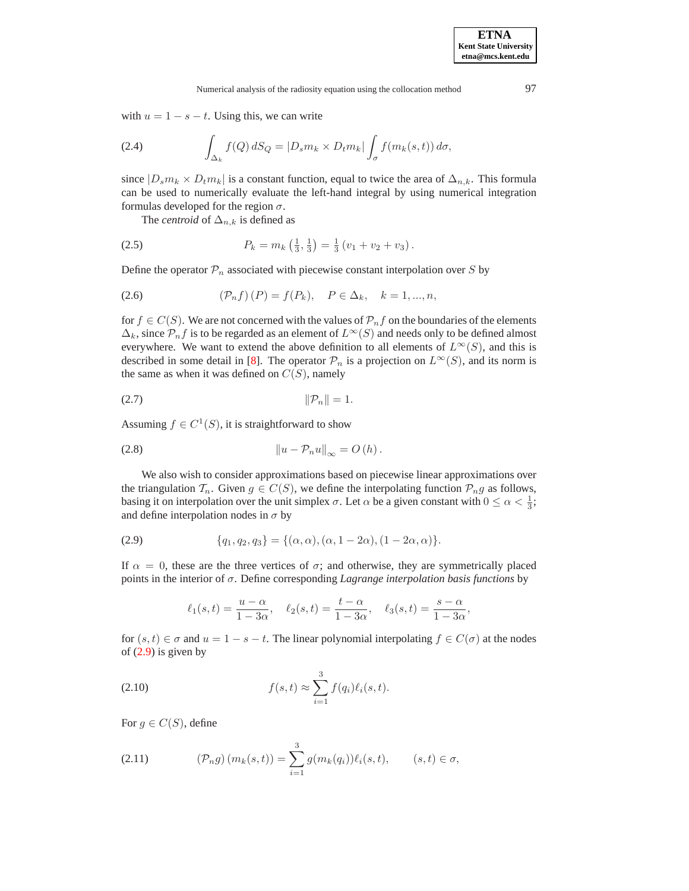with $u = 1 - s - t$. Using this, we can write

$$\int_{\Delta_k} f(Q)\, dS_Q = |D_s m_k \times D_t m_k| \int_\sigma f(m_k(s,t))\, d\sigma, \tag{2.4}$$

since $|D_s m_k \times D_t m_k|$ is a constant function, equal to twice the area of $\Delta_{n,k}$. This formula can be used to numerically evaluate the left-hand integral by using numerical integration formulas developed for the region $\sigma$.

The *centroid* of $\Delta_{n,k}$ is defined as

$$P_k = m_k\left(\tfrac{1}{3}, \tfrac{1}{3}\right) = \tfrac{1}{3}\left(v_1 + v_2 + v_3\right). \tag{2.5}$$

Define the operator $\mathcal{P}_n$ associated with piecewise constant interpolation over $S$ by

$$\left(\mathcal{P}_n f\right)(P) = f(P_k), \quad P \in \Delta_k, \quad k = 1, ..., n, \tag{2.6}$$

for $f \in C(S)$. We are not concerned with the values of $\mathcal{P}_n f$ on the boundaries of the elements $\Delta_k$, since $\mathcal{P}_n f$ is to be regarded as an element of $L^\infty(S)$ and needs only to be defined almost everywhere. We want to extend the above definition to all elements of $L^\infty(S)$, and this is described in some detail in [8]. The operator $\mathcal{P}_n$ is a projection on $L^\infty(S)$, and its norm is the same as when it was defined on $C(S)$, namely

$$\|\mathcal{P}_n\| = 1. \tag{2.7}$$

Assuming $f \in C^1(S)$, it is straightforward to show

$$\|u - \mathcal{P}_n u\|_\infty = O\left(h\right). \tag{2.8}$$

We also wish to consider approximations based on piecewise linear approximations over the triangulation $\mathcal{T}_n$. Given $g \in C(S)$, we define the interpolating function $\mathcal{P}_n g$ as follows, basing it on interpolation over the unit simplex $\sigma$. Let $\alpha$ be a given constant with $0 \leq \alpha < \frac{1}{3}$; and define interpolation nodes in $\sigma$ by

$$\{q_1, q_2, q_3\} = \{(\alpha, \alpha), (\alpha, 1 - 2\alpha), (1 - 2\alpha, \alpha)\}. \tag{2.9}$$

If $\alpha = 0$, these are the three vertices of $\sigma$; and otherwise, they are symmetrically placed points in the interior of $\sigma$. Define corresponding *Lagrange interpolation basis functions* by

$$\ell_1(s,t) = \frac{u - \alpha}{1 - 3\alpha}, \quad \ell_2(s,t) = \frac{t - \alpha}{1 - 3\alpha}, \quad \ell_3(s,t) = \frac{s - \alpha}{1 - 3\alpha},$$

for $(s,t) \in \sigma$ and $u = 1 - s - t$. The linear polynomial interpolating $f \in C(\sigma)$ at the nodes of (2.9) is given by

$$f(s,t) \approx \sum_{i=1}^{3} f(q_i)\ell_i(s,t). \tag{2.10}$$

For $g \in C(S)$, define

$$\left(\mathcal{P}_n g\right)(m_k(s,t)) = \sum_{i=1}^{3} g(m_k(q_i))\ell_i(s,t), \qquad (s,t) \in \sigma, \tag{2.11}$$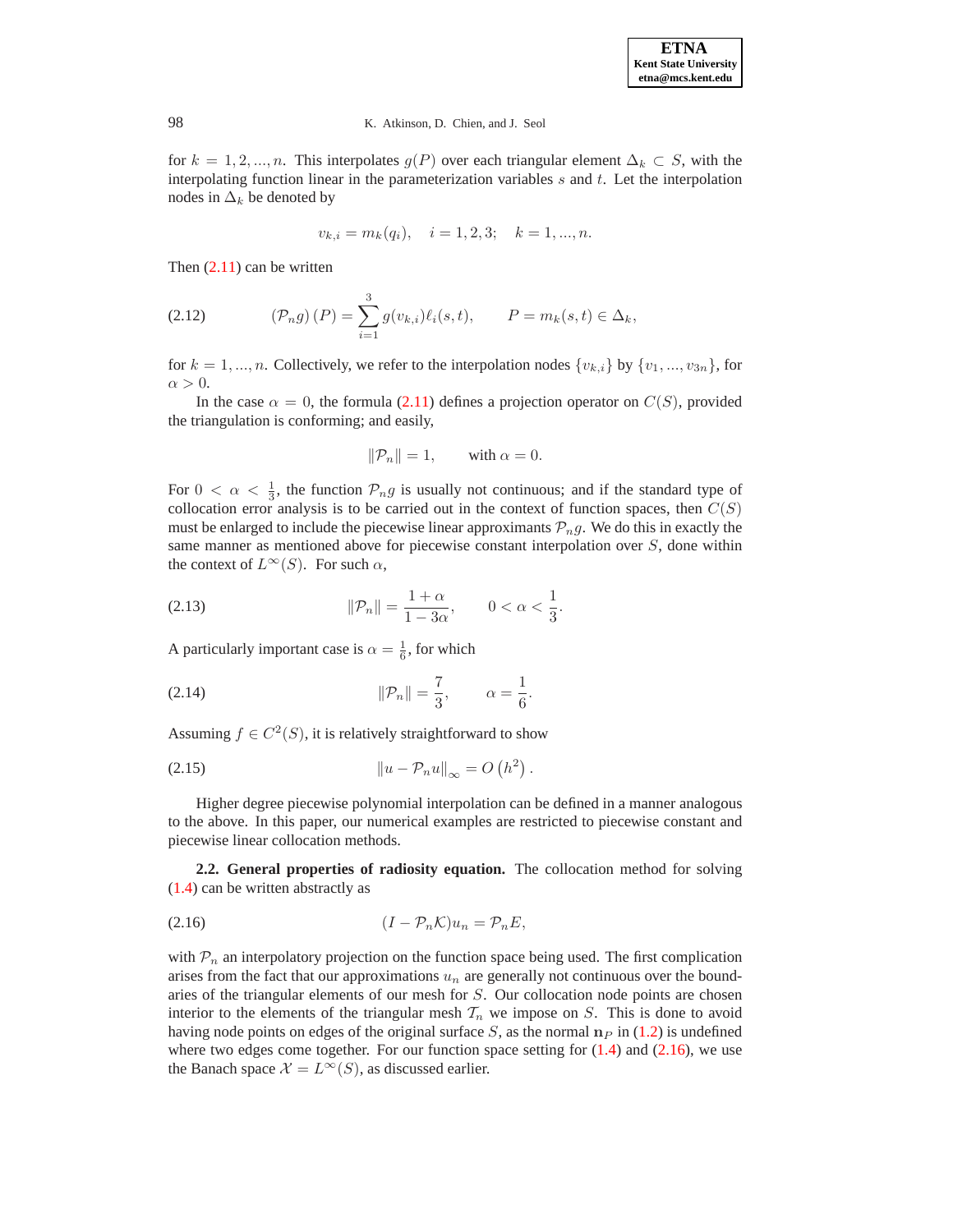for $k = 1, 2, ..., n$. This interpolates $g(P)$ over each triangular element $\Delta_k \subset S$, with the interpolating function linear in the parameterization variables $s$ and $t$. Let the interpolation nodes in $\Delta_k$ be denoted by

$$v_{k,i} = m_k(q_i), \quad i = 1, 2, 3; \quad k = 1, ..., n.$$

Then (2.11) can be written

$$(\mathcal{P}_n g)(P) = \sum_{i=1}^{3} g(v_{k,i})\ell_i(s,t), \qquad P = m_k(s,t) \in \Delta_k, \tag{2.12}$$

for $k = 1, ..., n$. Collectively, we refer to the interpolation nodes $\{v_{k,i}\}$ by $\{v_1, ..., v_{3n}\}$, for $\alpha > 0$.

In the case $\alpha = 0$, the formula (2.11) defines a projection operator on $C(S)$, provided the triangulation is conforming; and easily,

$$\|\mathcal{P}_n\| = 1, \qquad \text{with } \alpha = 0.$$

For $0 < \alpha < \frac{1}{3}$, the function $\mathcal{P}_n g$ is usually not continuous; and if the standard type of collocation error analysis is to be carried out in the context of function spaces, then $C(S)$ must be enlarged to include the piecewise linear approximants $\mathcal{P}_n g$. We do this in exactly the same manner as mentioned above for piecewise constant interpolation over $S$, done within the context of $L^\infty(S)$. For such $\alpha$,

$$\|\mathcal{P}_n\| = \frac{1+\alpha}{1-3\alpha}, \qquad 0 < \alpha < \frac{1}{3}. \tag{2.13}$$

A particularly important case is $\alpha = \frac{1}{6}$, for which

$$\|\mathcal{P}_n\| = \frac{7}{3}, \qquad \alpha = \frac{1}{6}. \tag{2.14}$$

Assuming $f \in C^2(S)$, it is relatively straightforward to show

$$\|u - \mathcal{P}_n u\|_\infty = O\left(h^2\right). \tag{2.15}$$

Higher degree piecewise polynomial interpolation can be defined in a manner analogous to the above. In this paper, our numerical examples are restricted to piecewise constant and piecewise linear collocation methods.

**2.2. General properties of radiosity equation.** The collocation method for solving (1.4) can be written abstractly as

$$(I - \mathcal{P}_n \mathcal{K})u_n = \mathcal{P}_n E, \tag{2.16}$$

with $\mathcal{P}_n$ an interpolatory projection on the function space being used. The first complication arises from the fact that our approximations $u_n$ are generally not continuous over the boundaries of the triangular elements of our mesh for $S$. Our collocation node points are chosen interior to the elements of the triangular mesh $\mathcal{T}_n$ we impose on $S$. This is done to avoid having node points on edges of the original surface $S$, as the normal $\mathbf{n}_P$ in (1.2) is undefined where two edges come together. For our function space setting for (1.4) and (2.16), we use the Banach space $\mathcal{X} = L^\infty(S)$, as discussed earlier.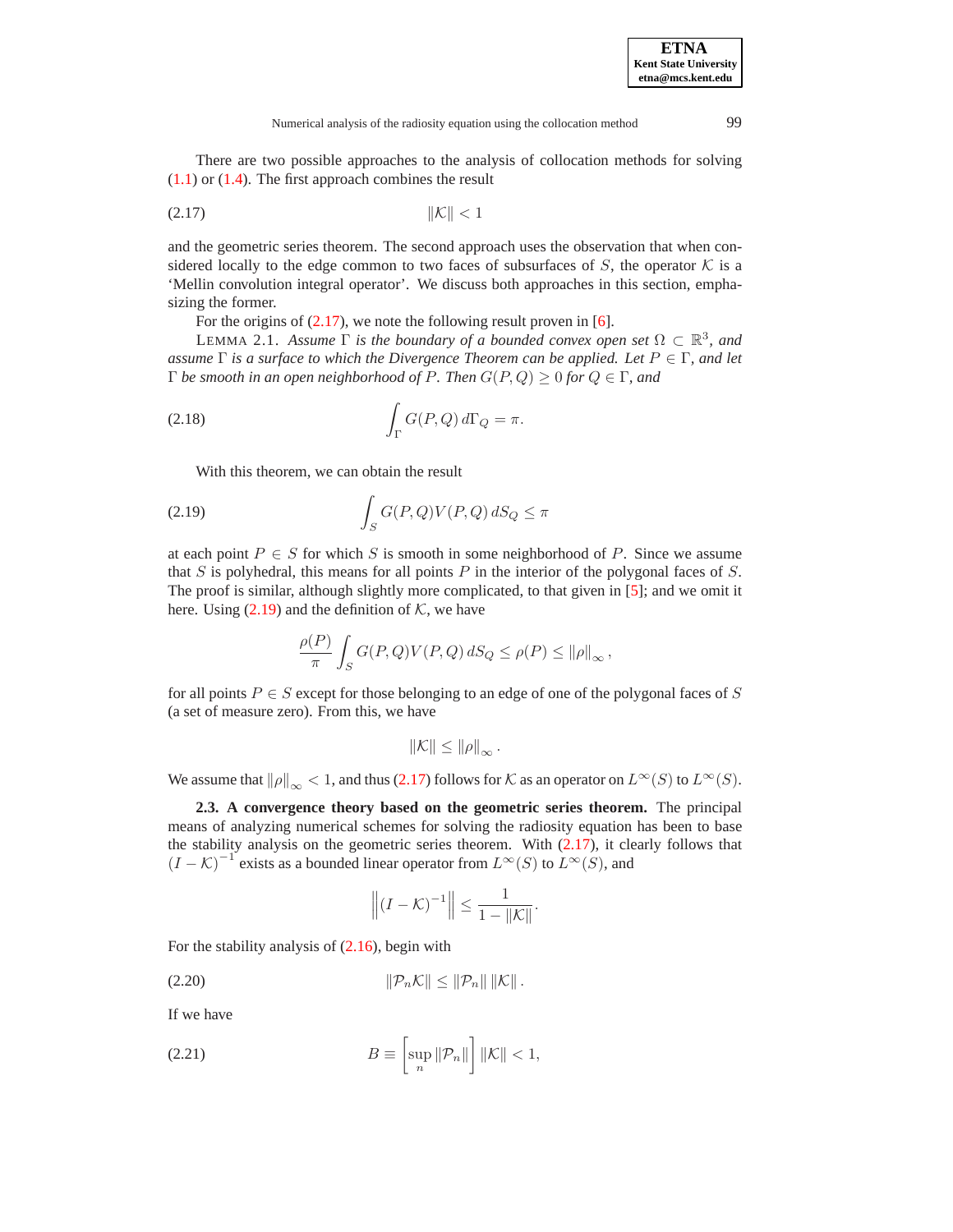There are two possible approaches to the analysis of collocation methods for solving (1.1) or (1.4). The first approach combines the result

$$\|\mathcal{K}\| < 1 \tag{2.17}$$

and the geometric series theorem. The second approach uses the observation that when considered locally to the edge common to two faces of subsurfaces of $S$, the operator $\mathcal{K}$ is a 'Mellin convolution integral operator'. We discuss both approaches in this section, emphasizing the former.

For the origins of (2.17), we note the following result proven in [6].

LEMMA 2.1. *Assume $\Gamma$ is the boundary of a bounded convex open set $\Omega \subset \mathbb{R}^3$, and assume $\Gamma$ is a surface to which the Divergence Theorem can be applied. Let $P \in \Gamma$, and let $\Gamma$ be smooth in an open neighborhood of $P$. Then $G(P,Q) \geq 0$ for $Q \in \Gamma$, and*

$$\int_\Gamma G(P,Q)\, d\Gamma_Q = \pi. \tag{2.18}$$

With this theorem, we can obtain the result

$$\int_S G(P,Q) V(P,Q)\, dS_Q \leq \pi \tag{2.19}$$

at each point $P \in S$ for which $S$ is smooth in some neighborhood of $P$. Since we assume that $S$ is polyhedral, this means for all points $P$ in the interior of the polygonal faces of $S$. The proof is similar, although slightly more complicated, to that given in [5]; and we omit it here. Using (2.19) and the definition of $\mathcal{K}$, we have

$$\frac{\rho(P)}{\pi} \int_S G(P,Q) V(P,Q)\, dS_Q \leq \rho(P) \leq \|\rho\|_\infty\,,$$

for all points $P \in S$ except for those belonging to an edge of one of the polygonal faces of $S$ (a set of measure zero). From this, we have

$$\|\mathcal{K}\| \leq \|\rho\|_\infty\,.$$

We assume that $\|\rho\|_\infty < 1$, and thus (2.17) follows for $\mathcal{K}$ as an operator on $L^\infty(S)$ to $L^\infty(S)$.

**2.3. A convergence theory based on the geometric series theorem.** The principal means of analyzing numerical schemes for solving the radiosity equation has been to base the stability analysis on the geometric series theorem. With (2.17), it clearly follows that $(I - \mathcal{K})^{-1}$ exists as a bounded linear operator from $L^\infty(S)$ to $L^\infty(S)$, and

$$\left\|(I - \mathcal{K})^{-1}\right\| \leq \frac{1}{1 - \|\mathcal{K}\|}.$$

For the stability analysis of (2.16), begin with

$$\|\mathcal{P}_n \mathcal{K}\| \leq \|\mathcal{P}_n\|\, \|\mathcal{K}\|\,. \tag{2.20}$$

If we have

$$B \equiv \left[\sup_n \|\mathcal{P}_n\|\right] \|\mathcal{K}\| < 1, \tag{2.21}$$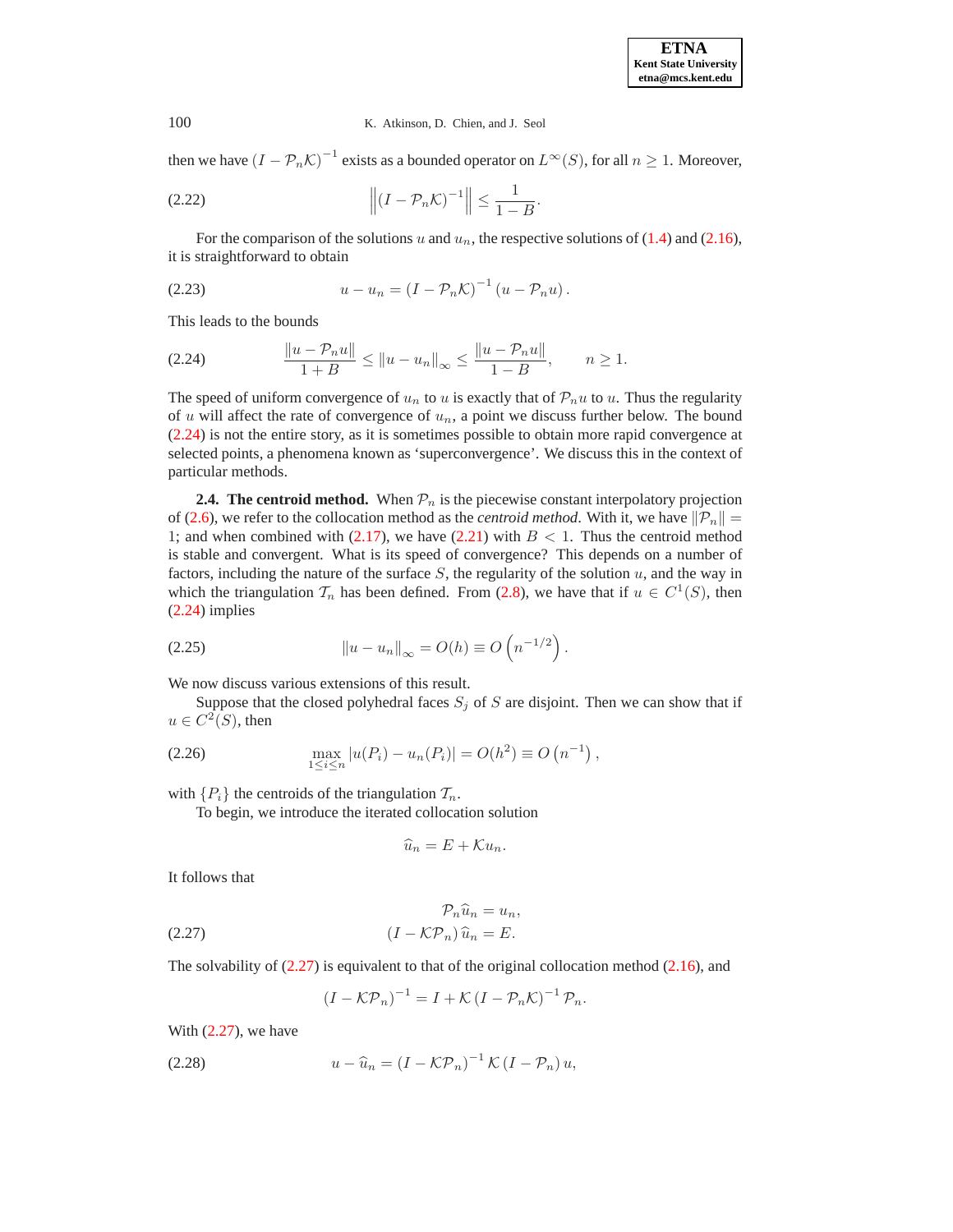then we have $(I - \mathcal{P}_n\mathcal{K})^{-1}$ exists as a bounded operator on $L^\infty(S)$, for all $n \geq 1$. Moreover,

$$\left\| (I - \mathcal{P}_n\mathcal{K})^{-1} \right\| \leq \frac{1}{1-B}. \tag{2.22}$$

For the comparison of the solutions $u$ and $u_n$, the respective solutions of (1.4) and (2.16), it is straightforward to obtain

$$u - u_n = (I - \mathcal{P}_n\mathcal{K})^{-1}(u - \mathcal{P}_n u). \tag{2.23}$$

This leads to the bounds

$$\frac{\|u - \mathcal{P}_n u\|}{1+B} \leq \|u - u_n\|_\infty \leq \frac{\|u - \mathcal{P}_n u\|}{1-B}, \qquad n \geq 1. \tag{2.24}$$

The speed of uniform convergence of $u_n$ to $u$ is exactly that of $\mathcal{P}_n u$ to $u$. Thus the regularity of $u$ will affect the rate of convergence of $u_n$, a point we discuss further below. The bound (2.24) is not the entire story, as it is sometimes possible to obtain more rapid convergence at selected points, a phenomena known as 'superconvergence'. We discuss this in the context of particular methods.

**2.4. The centroid method.** When $\mathcal{P}_n$ is the piecewise constant interpolatory projection of (2.6), we refer to the collocation method as the *centroid method*. With it, we have $\|\mathcal{P}_n\| = 1$; and when combined with (2.17), we have (2.21) with $B < 1$. Thus the centroid method is stable and convergent. What is its speed of convergence? This depends on a number of factors, including the nature of the surface $S$, the regularity of the solution $u$, and the way in which the triangulation $\mathcal{T}_n$ has been defined. From (2.8), we have that if $u \in C^1(S)$, then (2.24) implies

$$\|u - u_n\|_\infty = O(h) \equiv O\left(n^{-1/2}\right). \tag{2.25}$$

We now discuss various extensions of this result.

Suppose that the closed polyhedral faces $S_j$ of $S$ are disjoint. Then we can show that if $u \in C^2(S)$, then

$$\max_{1 \leq i \leq n} |u(P_i) - u_n(P_i)| = O(h^2) \equiv O\left(n^{-1}\right), \tag{2.26}$$

with $\{P_i\}$ the centroids of the triangulation $\mathcal{T}_n$.

To begin, we introduce the iterated collocation solution

$$\widehat{u}_n = E + \mathcal{K}u_n.$$

It follows that

$$\begin{aligned} \mathcal{P}_n \widehat{u}_n &= u_n, \\ (I - \mathcal{K}\mathcal{P}_n)\,\widehat{u}_n &= E. \end{aligned} \tag{2.27}$$

The solvability of (2.27) is equivalent to that of the original collocation method (2.16), and

$$(I - \mathcal{K}\mathcal{P}_n)^{-1} = I + \mathcal{K}(I - \mathcal{P}_n\mathcal{K})^{-1}\mathcal{P}_n.$$

With (2.27), we have

$$u - \widehat{u}_n = (I - \mathcal{K}\mathcal{P}_n)^{-1}\mathcal{K}(I - \mathcal{P}_n)\,u, \tag{2.28}$$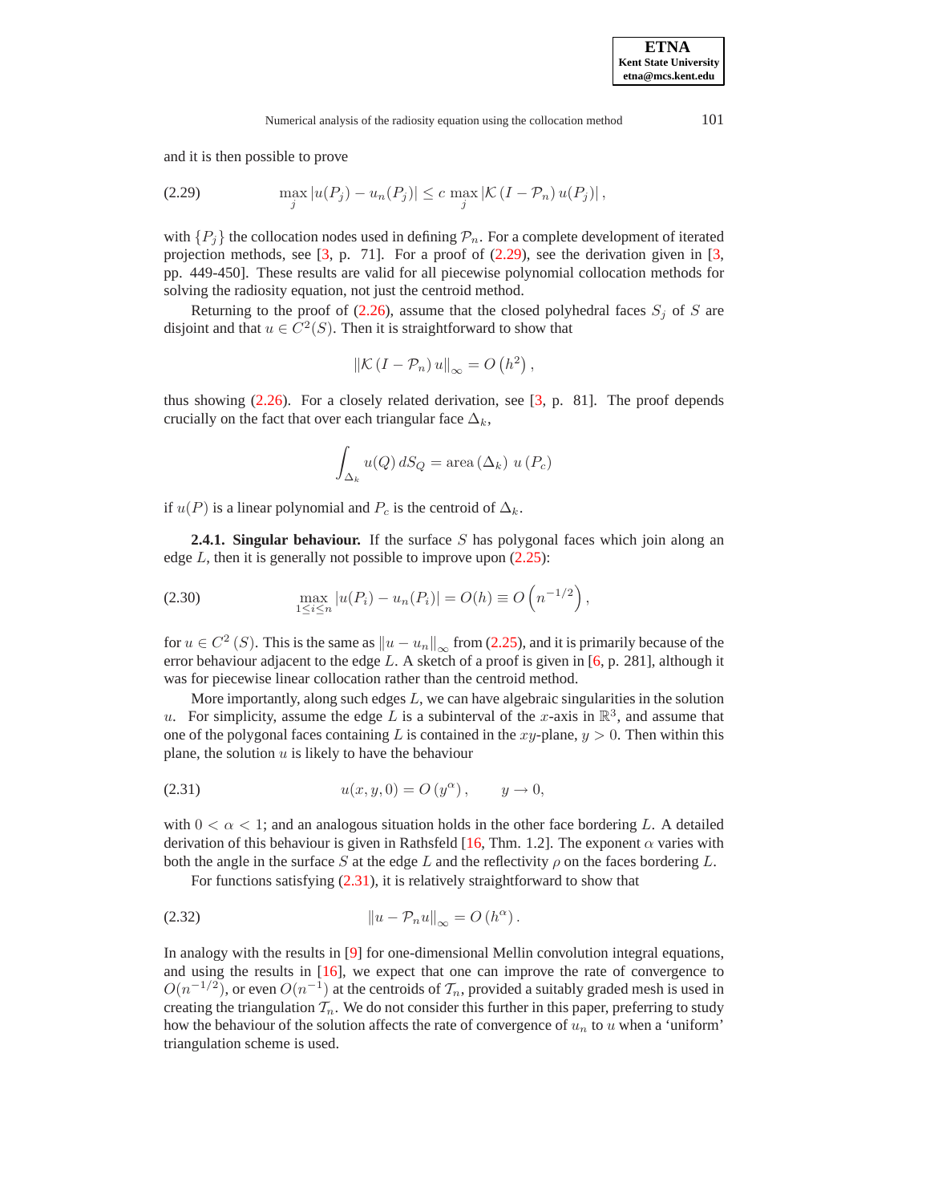and it is then possible to prove

$$\max_j |u(P_j) - u_n(P_j)| \leq c \max_j |\mathcal{K}(I - \mathcal{P}_n) u(P_j)|, \tag{2.29}$$

with $\{P_j\}$ the collocation nodes used in defining $\mathcal{P}_n$. For a complete development of iterated projection methods, see [3, p. 71]. For a proof of (2.29), see the derivation given in [3, pp. 449-450]. These results are valid for all piecewise polynomial collocation methods for solving the radiosity equation, not just the centroid method.

Returning to the proof of (2.26), assume that the closed polyhedral faces $S_j$ of $S$ are disjoint and that $u \in C^2(S)$. Then it is straightforward to show that

$$\|\mathcal{K}(I - \mathcal{P}_n) u\|_\infty = O\left(h^2\right),$$

thus showing (2.26). For a closely related derivation, see [3, p. 81]. The proof depends crucially on the fact that over each triangular face $\Delta_k$,

$$\int_{\Delta_k} u(Q)\, dS_Q = \text{area}\,(\Delta_k)\; u\,(P_c)$$

if $u(P)$ is a linear polynomial and $P_c$ is the centroid of $\Delta_k$.

**2.4.1. Singular behaviour.** If the surface $S$ has polygonal faces which join along an edge $L$, then it is generally not possible to improve upon (2.25):

$$\max_{1 \leq i \leq n} |u(P_i) - u_n(P_i)| = O(h) \equiv O\left(n^{-1/2}\right), \tag{2.30}$$

for $u \in C^2(S)$. This is the same as $\|u - u_n\|_\infty$ from (2.25), and it is primarily because of the error behaviour adjacent to the edge $L$. A sketch of a proof is given in [6, p. 281], although it was for piecewise linear collocation rather than the centroid method.

More importantly, along such edges $L$, we can have algebraic singularities in the solution $u$. For simplicity, assume the edge $L$ is a subinterval of the $x$-axis in $\mathbb{R}^3$, and assume that one of the polygonal faces containing $L$ is contained in the $xy$-plane, $y > 0$. Then within this plane, the solution $u$ is likely to have the behaviour

$$u(x, y, 0) = O\left(y^\alpha\right), \qquad y \to 0, \tag{2.31}$$

with $0 < \alpha < 1$; and an analogous situation holds in the other face bordering $L$. A detailed derivation of this behaviour is given in Rathsfeld [16, Thm. 1.2]. The exponent $\alpha$ varies with both the angle in the surface $S$ at the edge $L$ and the reflectivity $\rho$ on the faces bordering $L$.

For functions satisfying (2.31), it is relatively straightforward to show that

$$\|u - \mathcal{P}_n u\|_\infty = O\left(h^\alpha\right). \tag{2.32}$$

In analogy with the results in [9] for one-dimensional Mellin convolution integral equations, and using the results in [16], we expect that one can improve the rate of convergence to $O(n^{-1/2})$, or even $O(n^{-1})$ at the centroids of $\mathcal{T}_n$, provided a suitably graded mesh is used in creating the triangulation $\mathcal{T}_n$. We do not consider this further in this paper, preferring to study how the behaviour of the solution affects the rate of convergence of $u_n$ to $u$ when a 'uniform' triangulation scheme is used.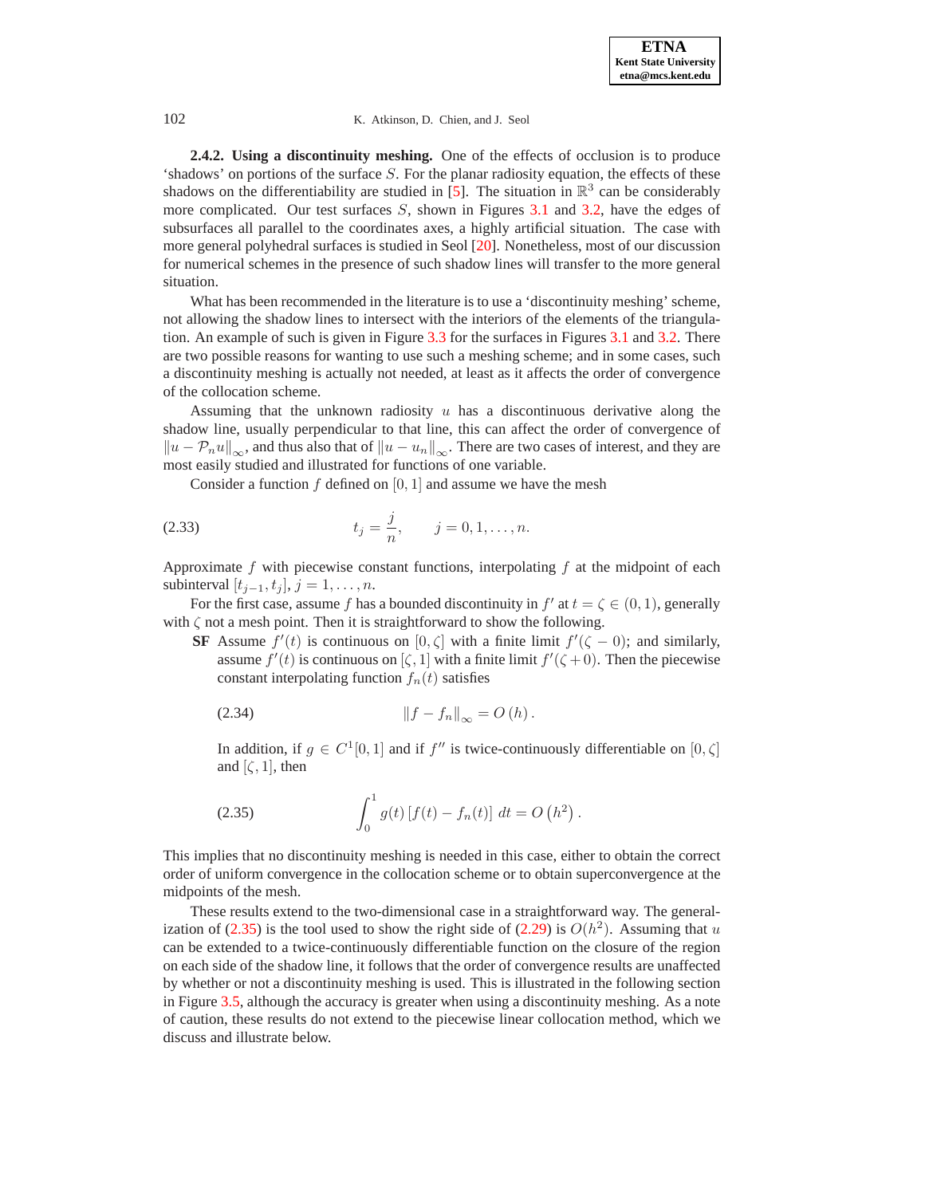**2.4.2. Using a discontinuity meshing.** One of the effects of occlusion is to produce 'shadows' on portions of the surface $S$. For the planar radiosity equation, the effects of these shadows on the differentiability are studied in [5]. The situation in $\mathbb{R}^3$ can be considerably more complicated. Our test surfaces $S$, shown in Figures 3.1 and 3.2, have the edges of subsurfaces all parallel to the coordinates axes, a highly artificial situation. The case with more general polyhedral surfaces is studied in Seol [20]. Nonetheless, most of our discussion for numerical schemes in the presence of such shadow lines will transfer to the more general situation.

What has been recommended in the literature is to use a 'discontinuity meshing' scheme, not allowing the shadow lines to intersect with the interiors of the elements of the triangulation. An example of such is given in Figure 3.3 for the surfaces in Figures 3.1 and 3.2. There are two possible reasons for wanting to use such a meshing scheme; and in some cases, such a discontinuity meshing is actually not needed, at least as it affects the order of convergence of the collocation scheme.

Assuming that the unknown radiosity $u$ has a discontinuous derivative along the shadow line, usually perpendicular to that line, this can affect the order of convergence of $\|u - \mathcal{P}_n u\|_\infty$, and thus also that of $\|u - u_n\|_\infty$. There are two cases of interest, and they are most easily studied and illustrated for functions of one variable.

Consider a function $f$ defined on $[0, 1]$ and assume we have the mesh

$$t_j = \frac{j}{n}, \qquad j = 0, 1, \ldots, n. \tag{2.33}$$

Approximate $f$ with piecewise constant functions, interpolating $f$ at the midpoint of each subinterval $[t_{j-1}, t_j]$, $j = 1, \ldots, n$.

For the first case, assume $f$ has a bounded discontinuity in $f'$ at $t = \zeta \in (0, 1)$, generally with $\zeta$ not a mesh point. Then it is straightforward to show the following.

**SF** Assume $f'(t)$ is continuous on $[0, \zeta]$ with a finite limit $f'(\zeta - 0)$; and similarly, assume $f'(t)$ is continuous on $[\zeta, 1]$ with a finite limit $f'(\zeta + 0)$. Then the piecewise constant interpolating function $f_n(t)$ satisfies

$$\|f - f_n\|_\infty = O(h). \tag{2.34}$$

In addition, if $g \in C^1[0, 1]$ and if $f''$ is twice-continuously differentiable on $[0, \zeta]$ and $[\zeta, 1]$, then

$$\int_0^1 g(t) \left[ f(t) - f_n(t) \right] \, dt = O\left(h^2\right). \tag{2.35}$$

This implies that no discontinuity meshing is needed in this case, either to obtain the correct order of uniform convergence in the collocation scheme or to obtain superconvergence at the midpoints of the mesh.

These results extend to the two-dimensional case in a straightforward way. The generalization of (2.35) is the tool used to show the right side of (2.29) is $O(h^2)$. Assuming that $u$ can be extended to a twice-continuously differentiable function on the closure of the region on each side of the shadow line, it follows that the order of convergence results are unaffected by whether or not a discontinuity meshing is used. This is illustrated in the following section in Figure 3.5, although the accuracy is greater when using a discontinuity meshing. As a note of caution, these results do not extend to the piecewise linear collocation method, which we discuss and illustrate below.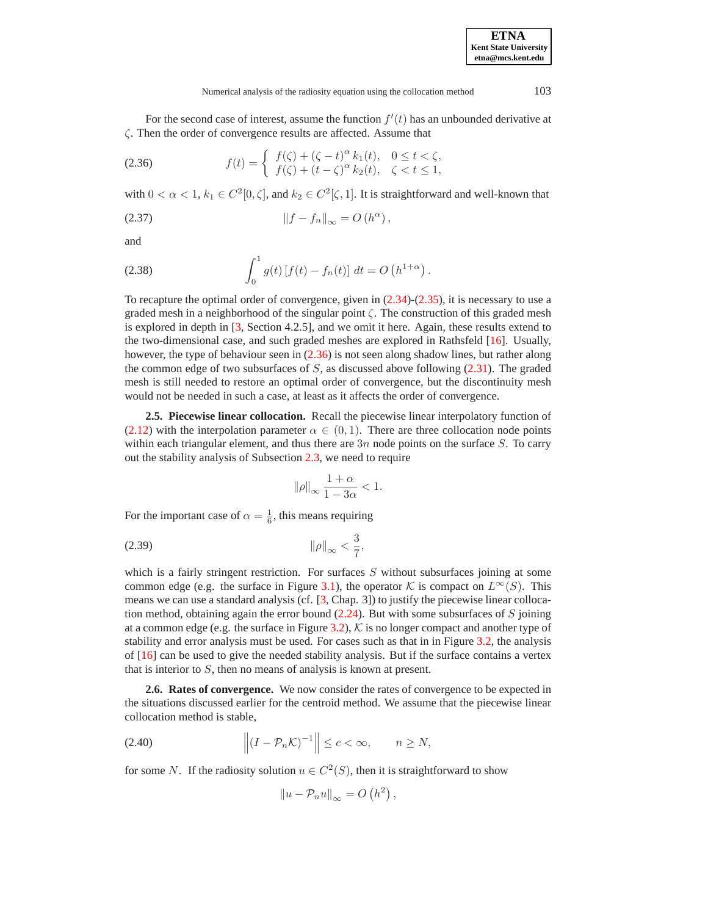For the second case of interest, assume the function $f'(t)$ has an unbounded derivative at $\zeta$. Then the order of convergence results are affected. Assume that

$$f(t) = \begin{cases} f(\zeta) + (\zeta - t)^{\alpha} k_1(t), & 0 \le t < \zeta, \\ f(\zeta) + (t - \zeta)^{\alpha} k_2(t), & \zeta < t \le 1, \end{cases} \tag{2.36}$$

with $0 < \alpha < 1$, $k_1 \in C^2[0, \zeta]$, and $k_2 \in C^2[\zeta, 1]$. It is straightforward and well-known that

$$\|f - f_n\|_{\infty} = O\left(h^{\alpha}\right), \tag{2.37}$$

and

$$\int_0^1 g(t)\left[f(t) - f_n(t)\right]\, dt = O\left(h^{1+\alpha}\right). \tag{2.38}$$

To recapture the optimal order of convergence, given in (2.34)-(2.35), it is necessary to use a graded mesh in a neighborhood of the singular point $\zeta$. The construction of this graded mesh is explored in depth in [3, Section 4.2.5], and we omit it here. Again, these results extend to the two-dimensional case, and such graded meshes are explored in Rathsfeld [16]. Usually, however, the type of behaviour seen in (2.36) is not seen along shadow lines, but rather along the common edge of two subsurfaces of $S$, as discussed above following (2.31). The graded mesh is still needed to restore an optimal order of convergence, but the discontinuity mesh would not be needed in such a case, at least as it affects the order of convergence.

**2.5. Piecewise linear collocation.** Recall the piecewise linear interpolatory function of (2.12) with the interpolation parameter $\alpha \in (0, 1)$. There are three collocation node points within each triangular element, and thus there are $3n$ node points on the surface $S$. To carry out the stability analysis of Subsection 2.3, we need to require

$$\|\rho\|_{\infty} \frac{1+\alpha}{1-3\alpha} < 1.$$

For the important case of $\alpha = \frac{1}{6}$, this means requiring

$$\|\rho\|_{\infty} < \frac{3}{7}, \tag{2.39}$$

which is a fairly stringent restriction. For surfaces $S$ without subsurfaces joining at some common edge (e.g. the surface in Figure 3.1), the operator $\mathcal{K}$ is compact on $L^{\infty}(S)$. This means we can use a standard analysis (cf. [3, Chap. 3]) to justify the piecewise linear collocation method, obtaining again the error bound (2.24). But with some subsurfaces of $S$ joining at a common edge (e.g. the surface in Figure 3.2), $\mathcal{K}$ is no longer compact and another type of stability and error analysis must be used. For cases such as that in in Figure 3.2, the analysis of [16] can be used to give the needed stability analysis. But if the surface contains a vertex that is interior to $S$, then no means of analysis is known at present.

**2.6. Rates of convergence.** We now consider the rates of convergence to be expected in the situations discussed earlier for the centroid method. We assume that the piecewise linear collocation method is stable,

$$\left\|(I - \mathcal{P}_n\mathcal{K})^{-1}\right\| \le c < \infty, \qquad n \ge N, \tag{2.40}$$

for some $N$. If the radiosity solution $u \in C^2(S)$, then it is straightforward to show

$$\|u - \mathcal{P}_n u\|_{\infty} = O\left(h^2\right),$$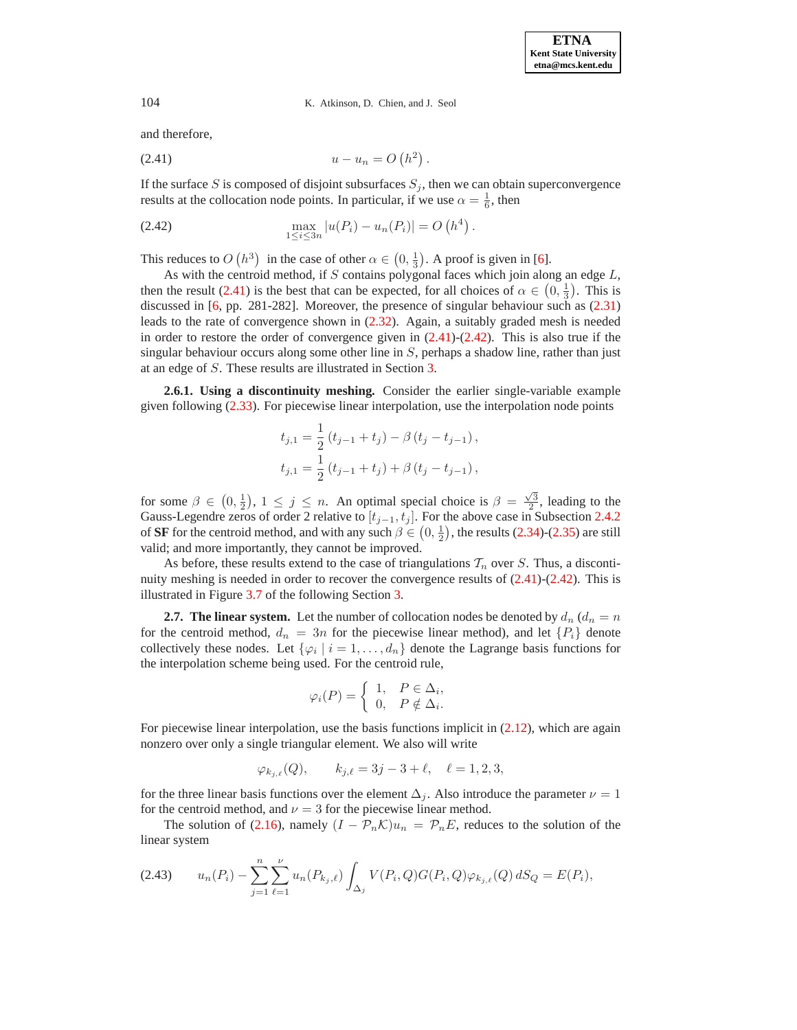and therefore,

$$u - u_n = O\left(h^2\right). \tag{2.41}$$

If the surface $S$ is composed of disjoint subsurfaces $S_j$, then we can obtain superconvergence results at the collocation node points. In particular, if we use $\alpha = \frac{1}{6}$, then

$$\max_{1 \le i \le 3n} |u(P_i) - u_n(P_i)| = O\left(h^4\right). \tag{2.42}$$

This reduces to $O\left(h^3\right)$ in the case of other $\alpha \in \left(0, \frac{1}{3}\right)$. A proof is given in [6].

As with the centroid method, if $S$ contains polygonal faces which join along an edge $L$, then the result (2.41) is the best that can be expected, for all choices of $\alpha \in \left(0, \frac{1}{3}\right)$. This is discussed in [6, pp. 281-282]. Moreover, the presence of singular behaviour such as (2.31) leads to the rate of convergence shown in (2.32). Again, a suitably graded mesh is needed in order to restore the order of convergence given in (2.41)-(2.42). This is also true if the singular behaviour occurs along some other line in $S$, perhaps a shadow line, rather than just at an edge of $S$. These results are illustrated in Section 3.

**2.6.1. Using a discontinuity meshing.** Consider the earlier single-variable example given following (2.33). For piecewise linear interpolation, use the interpolation node points

$$t_{j,1} = \frac{1}{2}\left(t_{j-1} + t_j\right) - \beta\left(t_j - t_{j-1}\right),$$
$$t_{j,1} = \frac{1}{2}\left(t_{j-1} + t_j\right) + \beta\left(t_j - t_{j-1}\right),$$

for some $\beta \in \left(0, \frac{1}{2}\right)$, $1 \le j \le n$. An optimal special choice is $\beta = \frac{\sqrt{3}}{2}$, leading to the Gauss-Legendre zeros of order 2 relative to $[t_{j-1}, t_j]$. For the above case in Subsection 2.4.2 of **SF** for the centroid method, and with any such $\beta \in \left(0, \frac{1}{2}\right)$, the results (2.34)-(2.35) are still valid; and more importantly, they cannot be improved.

As before, these results extend to the case of triangulations $\mathcal{T}_n$ over $S$. Thus, a discontinuity meshing is needed in order to recover the convergence results of (2.41)-(2.42). This is illustrated in Figure 3.7 of the following Section 3.

**2.7. The linear system.** Let the number of collocation nodes be denoted by $d_n$ ($d_n = n$ for the centroid method, $d_n = 3n$ for the piecewise linear method), and let $\{P_i\}$ denote collectively these nodes. Let $\{\varphi_i \mid i = 1, \ldots, d_n\}$ denote the Lagrange basis functions for the interpolation scheme being used. For the centroid rule,

$$\varphi_i(P) = \begin{cases} 1, & P \in \Delta_i, \\ 0, & P \notin \Delta_i. \end{cases}$$

For piecewise linear interpolation, use the basis functions implicit in (2.12), which are again nonzero over only a single triangular element. We also will write

$$\varphi_{k_{j,\ell}}(Q), \qquad k_{j,\ell} = 3j - 3 + \ell, \quad \ell = 1, 2, 3,$$

for the three linear basis functions over the element $\Delta_j$. Also introduce the parameter $\nu = 1$ for the centroid method, and $\nu = 3$ for the piecewise linear method.

The solution of (2.16), namely $(I - \mathcal{P}_n \mathcal{K}) u_n = \mathcal{P}_n E$, reduces to the solution of the linear system

$$u_n(P_i) - \sum_{j=1}^{n} \sum_{\ell=1}^{\nu} u_n(P_{k_{j,\ell}}) \int_{\Delta_j} V(P_i, Q) G(P_i, Q) \varphi_{k_{j,\ell}}(Q)\, dS_Q = E(P_i), \tag{2.43}$$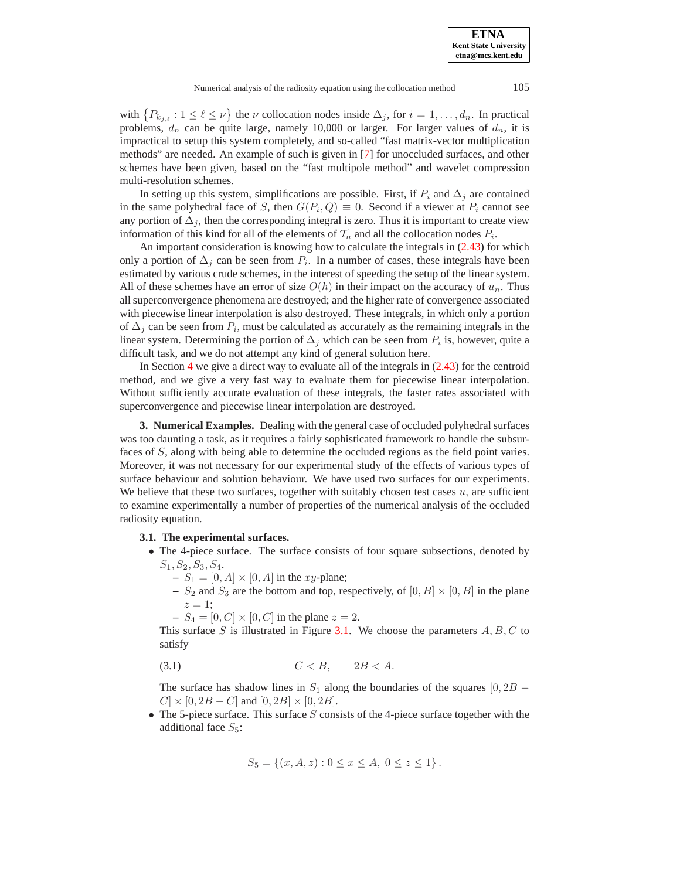with $\{P_{k_{j,\ell}} : 1 \le \ell \le \nu\}$ the $\nu$ collocation nodes inside $\Delta_j$, for $i = 1, \dots, d_n$. In practical problems, $d_n$ can be quite large, namely 10,000 or larger. For larger values of $d_n$, it is impractical to setup this system completely, and so-called "fast matrix-vector multiplication methods" are needed. An example of such is given in [7] for unoccluded surfaces, and other schemes have been given, based on the "fast multipole method" and wavelet compression multi-resolution schemes.

In setting up this system, simplifications are possible. First, if $P_i$ and $\Delta_j$ are contained in the same polyhedral face of $S$, then $G(P_i, Q) \equiv 0$. Second if a viewer at $P_i$ cannot see any portion of $\Delta_j$, then the corresponding integral is zero. Thus it is important to create view information of this kind for all of the elements of $\mathcal{T}_n$ and all the collocation nodes $P_i$.

An important consideration is knowing how to calculate the integrals in (2.43) for which only a portion of $\Delta_j$ can be seen from $P_i$. In a number of cases, these integrals have been estimated by various crude schemes, in the interest of speeding the setup of the linear system. All of these schemes have an error of size $O(h)$ in their impact on the accuracy of $u_n$. Thus all superconvergence phenomena are destroyed; and the higher rate of convergence associated with piecewise linear interpolation is also destroyed. These integrals, in which only a portion of $\Delta_j$ can be seen from $P_i$, must be calculated as accurately as the remaining integrals in the linear system. Determining the portion of $\Delta_j$ which can be seen from $P_i$ is, however, quite a difficult task, and we do not attempt any kind of general solution here.

In Section 4 we give a direct way to evaluate all of the integrals in (2.43) for the centroid method, and we give a very fast way to evaluate them for piecewise linear interpolation. Without sufficiently accurate evaluation of these integrals, the faster rates associated with superconvergence and piecewise linear interpolation are destroyed.

## 3. Numerical Examples.

Dealing with the general case of occluded polyhedral surfaces was too daunting a task, as it requires a fairly sophisticated framework to handle the subsurfaces of $S$, along with being able to determine the occluded regions as the field point varies. Moreover, it was not necessary for our experimental study of the effects of various types of surface behaviour and solution behaviour. We have used two surfaces for our experiments. We believe that these two surfaces, together with suitably chosen test cases $u$, are sufficient to examine experimentally a number of properties of the numerical analysis of the occluded radiosity equation.

### 3.1. The experimental surfaces.

- The 4-piece surface. The surface consists of four square subsections, denoted by $S_1, S_2, S_3, S_4$.
  - $S_1 = [0, A] \times [0, A]$ in the $xy$-plane;
  - $S_2$ and $S_3$ are the bottom and top, respectively, of $[0, B] \times [0, B]$ in the plane $z = 1$;
  - $S_4 = [0, C] \times [0, C]$ in the plane $z = 2$.

  This surface $S$ is illustrated in Figure 3.1. We choose the parameters $A, B, C$ to satisfy

  $$C < B, \qquad 2B < A. \tag{3.1}$$

  The surface has shadow lines in $S_1$ along the boundaries of the squares $[0, 2B - C] \times [0, 2B - C]$ and $[0, 2B] \times [0, 2B]$.
- The 5-piece surface. This surface $S$ consists of the 4-piece surface together with the additional face $S_5$:

$$S_5 = \{(x, A, z) : 0 \le x \le A,\ 0 \le z \le 1\}.$$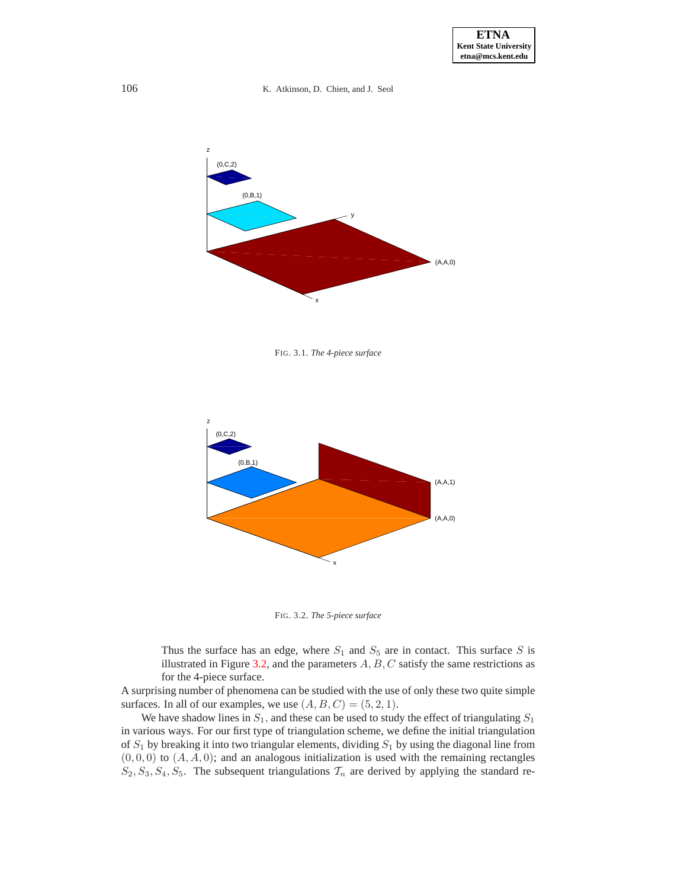FIG. 3.1. *The 4-piece surface*

FIG. 3.2. *The 5-piece surface*

Thus the surface has an edge, where $S_1$ and $S_5$ are in contact. This surface $S$ is illustrated in Figure 3.2, and the parameters $A, B, C$ satisfy the same restrictions as for the 4-piece surface.

A surprising number of phenomena can be studied with the use of only these two quite simple surfaces. In all of our examples, we use $(A, B, C) = (5, 2, 1)$.

We have shadow lines in $S_1$, and these can be used to study the effect of triangulating $S_1$ in various ways. For our first type of triangulation scheme, we define the initial triangulation of $S_1$ by breaking it into two triangular elements, dividing $S_1$ by using the diagonal line from $(0, 0, 0)$ to $(A, A, 0)$; and an analogous initialization is used with the remaining rectangles $S_2, S_3, S_4, S_5$. The subsequent triangulations $\mathcal{T}_n$ are derived by applying the standard re-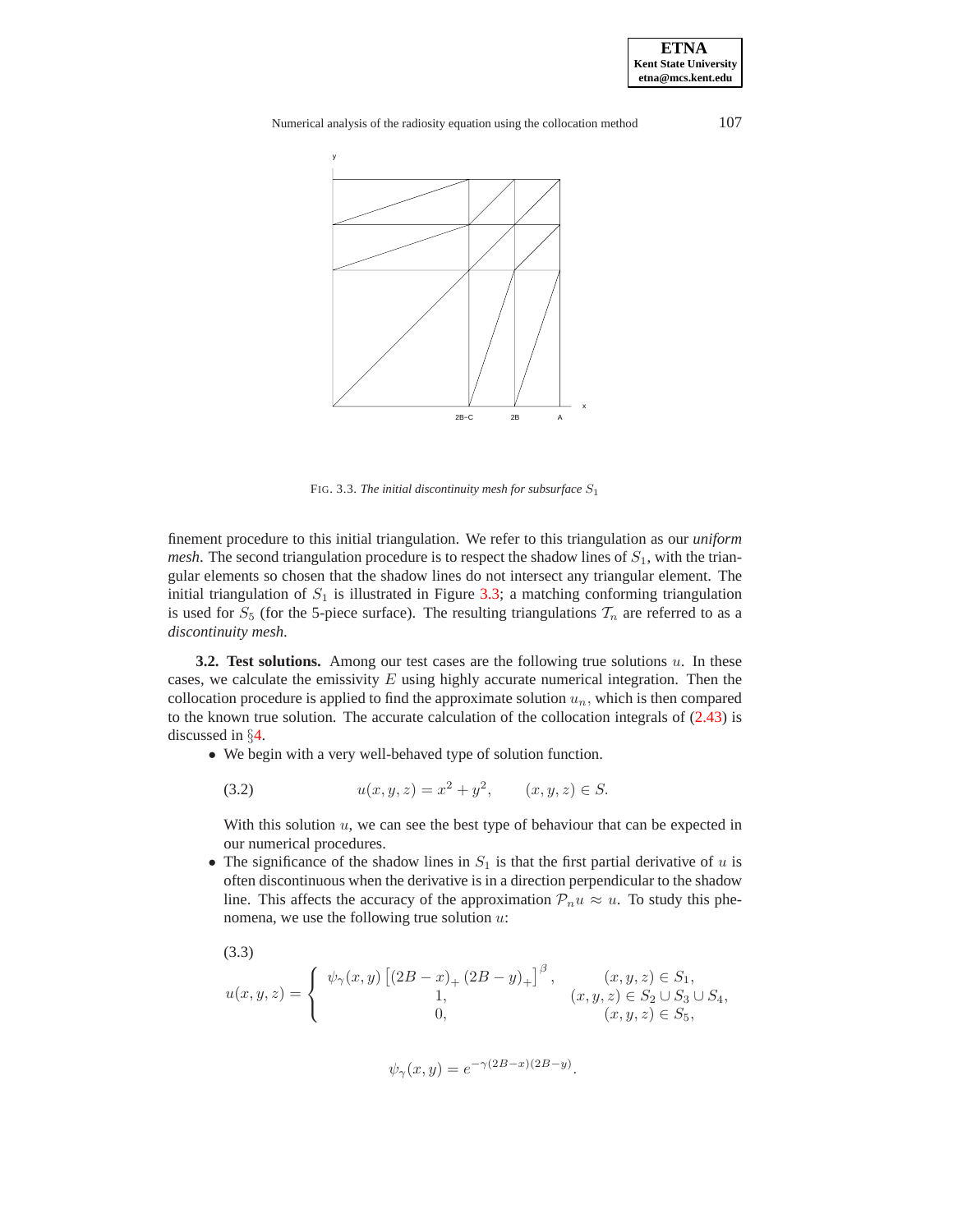FIG. 3.3. *The initial discontinuity mesh for subsurface $S_1$*

finement procedure to this initial triangulation. We refer to this triangulation as our *uniform mesh*. The second triangulation procedure is to respect the shadow lines of $S_1$, with the triangular elements so chosen that the shadow lines do not intersect any triangular element. The initial triangulation of $S_1$ is illustrated in Figure 3.3; a matching conforming triangulation is used for $S_5$ (for the 5-piece surface). The resulting triangulations $\mathcal{T}_n$ are referred to as a *discontinuity mesh.*

**3.2. Test solutions.** Among our test cases are the following true solutions $u$. In these cases, we calculate the emissivity $E$ using highly accurate numerical integration. Then the collocation procedure is applied to find the approximate solution $u_n$, which is then compared to the known true solution. The accurate calculation of the collocation integrals of (2.43) is discussed in §4.

- We begin with a very well-behaved type of solution function.

$$u(x, y, z) = x^2 + y^2, \qquad (x, y, z) \in S. \tag{3.2}$$

  With this solution $u$, we can see the best type of behaviour that can be expected in our numerical procedures.
- The significance of the shadow lines in $S_1$ is that the first partial derivative of $u$ is often discontinuous when the derivative is in a direction perpendicular to the shadow line. This affects the accuracy of the approximation $\mathcal{P}_n u \approx u$. To study this phenomena, we use the following true solution $u$:

(3.3)

$$u(x, y, z) = \begin{cases} \psi_\gamma(x, y) \left[ (2B - x)_+ (2B - y)_+ \right]^\beta, & (x, y, z) \in S_1, \\ 1, & (x, y, z) \in S_2 \cup S_3 \cup S_4, \\ 0, & (x, y, z) \in S_5, \end{cases}$$

$$\psi_\gamma(x, y) = e^{-\gamma(2B-x)(2B-y)}.$$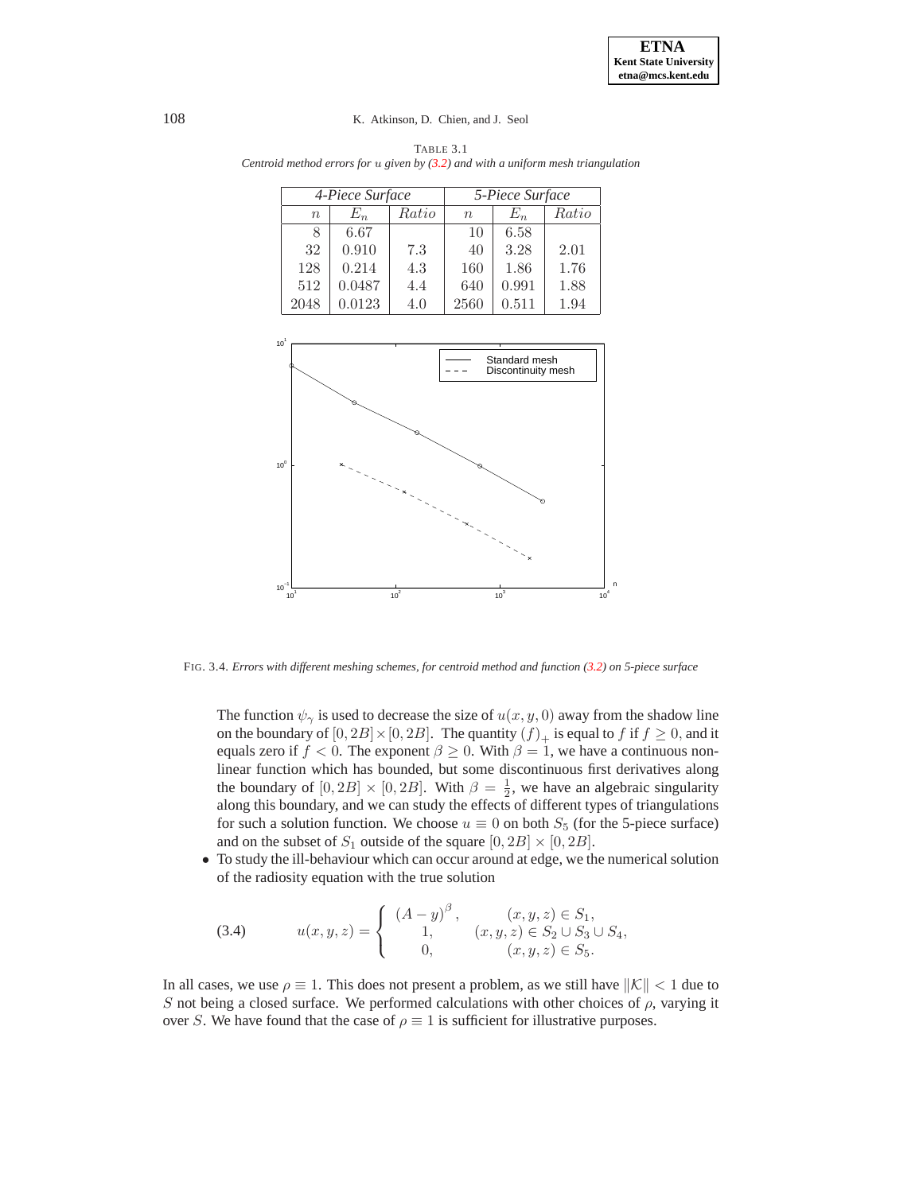TABLE 3.1

*Centroid method errors for $u$ given by (3.2) and with a uniform mesh triangulation*

| *4-Piece Surface* | | | *5-Piece Surface* | | |
|---|---|---|---|---|---|
| $n$ | $E_n$ | *Ratio* | $n$ | $E_n$ | *Ratio* |
| 8 | 6.67 | | 10 | 6.58 | |
| 32 | 0.910 | 7.3 | 40 | 3.28 | 2.01 |
| 128 | 0.214 | 4.3 | 160 | 1.86 | 1.76 |
| 512 | 0.0487 | 4.4 | 640 | 0.991 | 1.88 |
| 2048 | 0.0123 | 4.0 | 2560 | 0.511 | 1.94 |

FIG. 3.4. *Errors with different meshing schemes, for centroid method and function (3.2) on 5-piece surface*

The function $\psi_\gamma$ is used to decrease the size of $u(x, y, 0)$ away from the shadow line on the boundary of $[0, 2B] \times [0, 2B]$. The quantity $(f)_+$ is equal to $f$ if $f \geq 0$, and it equals zero if $f < 0$. The exponent $\beta \geq 0$. With $\beta = 1$, we have a continuous non-linear function which has bounded, but some discontinuous first derivatives along the boundary of $[0, 2B] \times [0, 2B]$. With $\beta = \frac{1}{2}$, we have an algebraic singularity along this boundary, and we can study the effects of different types of triangulations for such a solution function. We choose $u \equiv 0$ on both $S_5$ (for the 5-piece surface) and on the subset of $S_1$ outside of the square $[0, 2B] \times [0, 2B]$.

- To study the ill-behaviour which can occur around at edge, we the numerical solution of the radiosity equation with the true solution

$$u(x, y, z) = \begin{cases} (A - y)^\beta, & (x, y, z) \in S_1, \\ 1, & (x, y, z) \in S_2 \cup S_3 \cup S_4, \\ 0, & (x, y, z) \in S_5. \end{cases} \tag{3.4}$$

In all cases, we use $\rho \equiv 1$. This does not present a problem, as we still have $\|\mathcal{K}\| < 1$ due to $S$ not being a closed surface. We performed calculations with other choices of $\rho$, varying it over $S$. We have found that the case of $\rho \equiv 1$ is sufficient for illustrative purposes.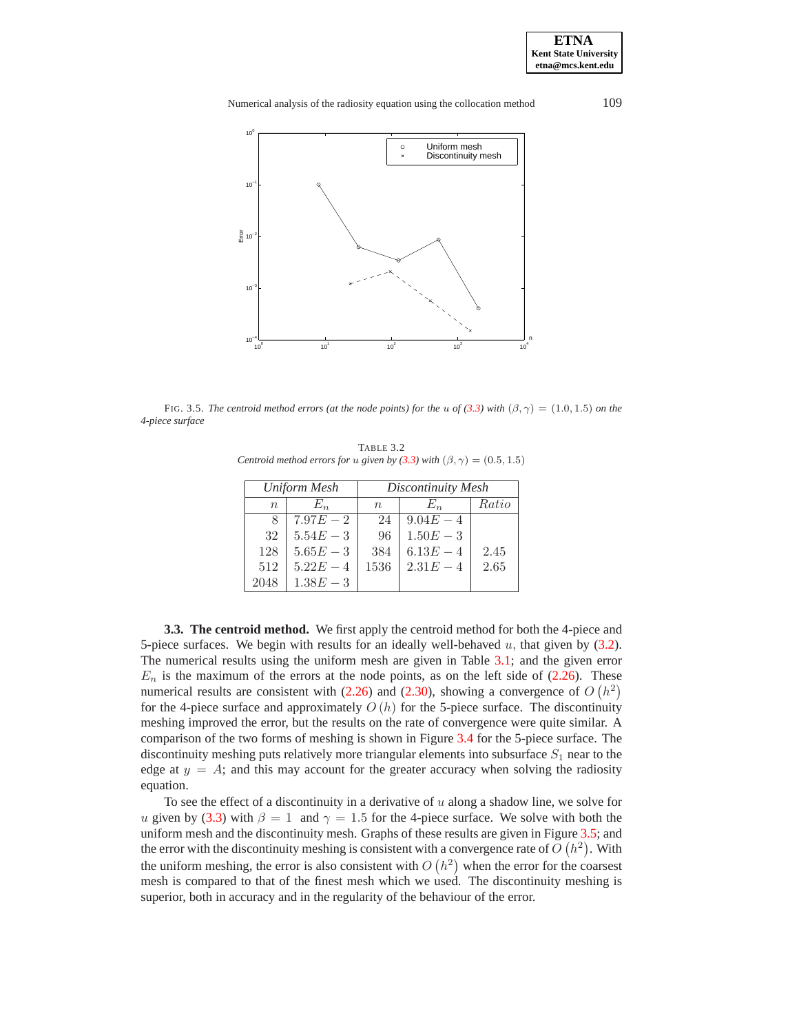FIG. 3.5. *The centroid method errors (at the node points) for the $u$ of (3.3) with $(\beta, \gamma) = (1.0, 1.5)$ on the 4-piece surface*

TABLE 3.2
*Centroid method errors for $u$ given by (3.3) with $(\beta, \gamma) = (0.5, 1.5)$*

| *Uniform Mesh* | | *Discontinuity Mesh* | | |
|---|---|---|---|---|
| $n$ | $E_n$ | $n$ | $E_n$ | *Ratio* |
| 8 | $7.97E-2$ | 24 | $9.04E-4$ | |
| 32 | $5.54E-3$ | 96 | $1.50E-3$ | |
| 128 | $5.65E-3$ | 384 | $6.13E-4$ | 2.45 |
| 512 | $5.22E-4$ | 1536 | $2.31E-4$ | 2.65 |
| 2048 | $1.38E-3$ | | | |

**3.3. The centroid method.** We first apply the centroid method for both the 4-piece and 5-piece surfaces. We begin with results for an ideally well-behaved $u$, that given by (3.2). The numerical results using the uniform mesh are given in Table 3.1; and the given error $E_n$ is the maximum of the errors at the node points, as on the left side of (2.26). These numerical results are consistent with (2.26) and (2.30), showing a convergence of $O\left(h^2\right)$ for the 4-piece surface and approximately $O\left(h\right)$ for the 5-piece surface. The discontinuity meshing improved the error, but the results on the rate of convergence were quite similar. A comparison of the two forms of meshing is shown in Figure 3.4 for the 5-piece surface. The discontinuity meshing puts relatively more triangular elements into subsurface $S_1$ near to the edge at $y = A$; and this may account for the greater accuracy when solving the radiosity equation.

To see the effect of a discontinuity in a derivative of $u$ along a shadow line, we solve for $u$ given by (3.3) with $\beta = 1$ and $\gamma = 1.5$ for the 4-piece surface. We solve with both the uniform mesh and the discontinuity mesh. Graphs of these results are given in Figure 3.5; and the error with the discontinuity meshing is consistent with a convergence rate of $O\left(h^2\right)$. With the uniform meshing, the error is also consistent with $O\left(h^2\right)$ when the error for the coarsest mesh is compared to that of the finest mesh which we used. The discontinuity meshing is superior, both in accuracy and in the regularity of the behaviour of the error.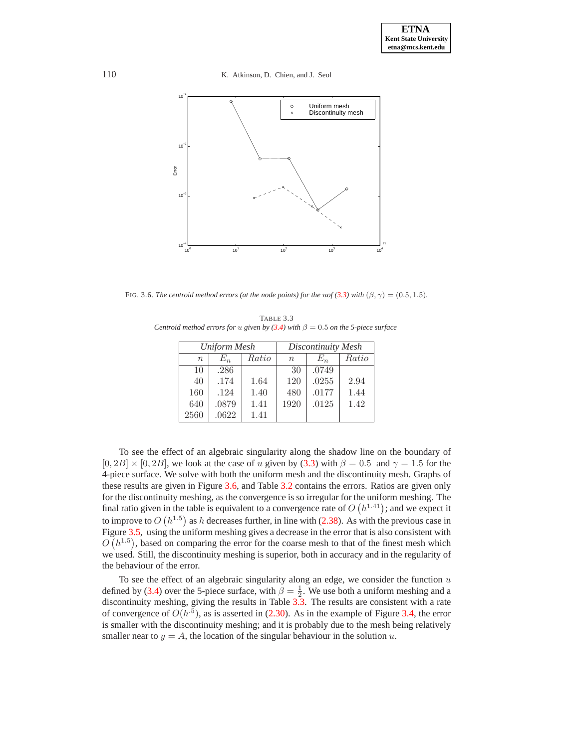FIG. 3.6. *The centroid method errors (at the node points) for the uof (3.3) with $(\beta, \gamma) = (0.5, 1.5)$.*

TABLE 3.3
*Centroid method errors for $u$ given by (3.4) with $\beta = 0.5$ on the 5-piece surface*

| *Uniform Mesh* | | | *Discontinuity Mesh* | | |
|---|---|---|---|---|---|
| $n$ | $E_n$ | *Ratio* | $n$ | $E_n$ | *Ratio* |
| 10 | .286 | | 30 | .0749 | |
| 40 | .174 | 1.64 | 120 | .0255 | 2.94 |
| 160 | .124 | 1.40 | 480 | .0177 | 1.44 |
| 640 | .0879 | 1.41 | 1920 | .0125 | 1.42 |
| 2560 | .0622 | 1.41 | | | |

To see the effect of an algebraic singularity along the shadow line on the boundary of $[0, 2B] \times [0, 2B]$, we look at the case of $u$ given by (3.3) with $\beta = 0.5$ and $\gamma = 1.5$ for the 4-piece surface. We solve with both the uniform mesh and the discontinuity mesh. Graphs of these results are given in Figure 3.6, and Table 3.2 contains the errors. Ratios are given only for the discontinuity meshing, as the convergence is so irregular for the uniform meshing. The final ratio given in the table is equivalent to a convergence rate of $O\left(h^{1.41}\right)$; and we expect it to improve to $O\left(h^{1.5}\right)$ as $h$ decreases further, in line with (2.38). As with the previous case in Figure 3.5, using the uniform meshing gives a decrease in the error that is also consistent with $O\left(h^{1.5}\right)$, based on comparing the error for the coarse mesh to that of the finest mesh which we used. Still, the discontinuity meshing is superior, both in accuracy and in the regularity of the behaviour of the error.

To see the effect of an algebraic singularity along an edge, we consider the function $u$ defined by (3.4) over the 5-piece surface, with $\beta = \frac{1}{2}$. We use both a uniform meshing and a discontinuity meshing, giving the results in Table 3.3. The results are consistent with a rate of convergence of $O(h^{.5})$, as is asserted in (2.30). As in the example of Figure 3.4, the error is smaller with the discontinuity meshing; and it is probably due to the mesh being relatively smaller near to $y = A$, the location of the singular behaviour in the solution $u$.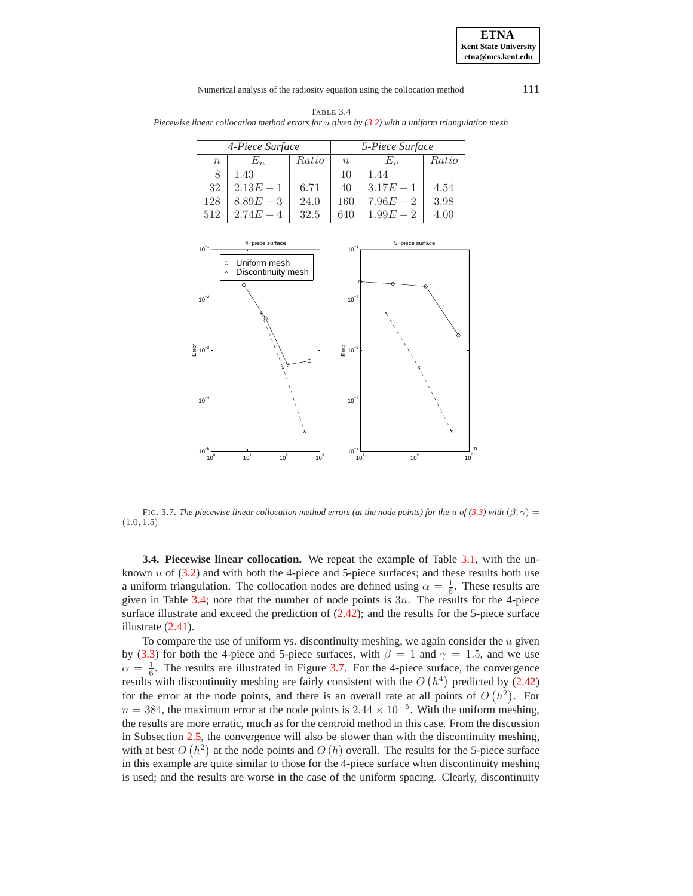TABLE 3.4

*Piecewise linear collocation method errors for $u$ given by (3.2) with a uniform triangulation mesh*

| 4-Piece Surface | | | 5-Piece Surface | | |
|---|---|---|---|---|---|
| $n$ | $E_n$ | Ratio | $n$ | $E_n$ | Ratio |
| 8 | 1.43 | | 10 | 1.44 | |
| 32 | $2.13E-1$ | 6.71 | 40 | $3.17E-1$ | 4.54 |
| 128 | $8.89E-3$ | 24.0 | 160 | $7.96E-2$ | 3.98 |
| 512 | $2.74E-4$ | 32.5 | 640 | $1.99E-2$ | 4.00 |

FIG. 3.7. *The piecewise linear collocation method errors (at the node points) for the $u$ of (3.3) with* $(\beta, \gamma) = (1.0, 1.5)$

**3.4. Piecewise linear collocation.** We repeat the example of Table 3.1, with the unknown $u$ of (3.2) and with both the 4-piece and 5-piece surfaces; and these results both use a uniform triangulation. The collocation nodes are defined using $\alpha = \frac{1}{6}$. These results are given in Table 3.4; note that the number of node points is $3n$. The results for the 4-piece surface illustrate and exceed the prediction of (2.42); and the results for the 5-piece surface illustrate (2.41).

To compare the use of uniform vs. discontinuity meshing, we again consider the $u$ given by (3.3) for both the 4-piece and 5-piece surfaces, with $\beta = 1$ and $\gamma = 1.5$, and we use $\alpha = \frac{1}{6}$. The results are illustrated in Figure 3.7. For the 4-piece surface, the convergence results with discontinuity meshing are fairly consistent with the $O\left(h^4\right)$ predicted by (2.42) for the error at the node points, and there is an overall rate at all points of $O\left(h^2\right)$. For $n = 384$, the maximum error at the node points is $2.44 \times 10^{-5}$. With the uniform meshing, the results are more erratic, much as for the centroid method in this case. From the discussion in Subsection 2.5, the convergence will also be slower than with the discontinuity meshing, with at best $O\left(h^2\right)$ at the node points and $O\left(h\right)$ overall. The results for the 5-piece surface in this example are quite similar to those for the 4-piece surface when discontinuity meshing is used; and the results are worse in the case of the uniform spacing. Clearly, discontinuity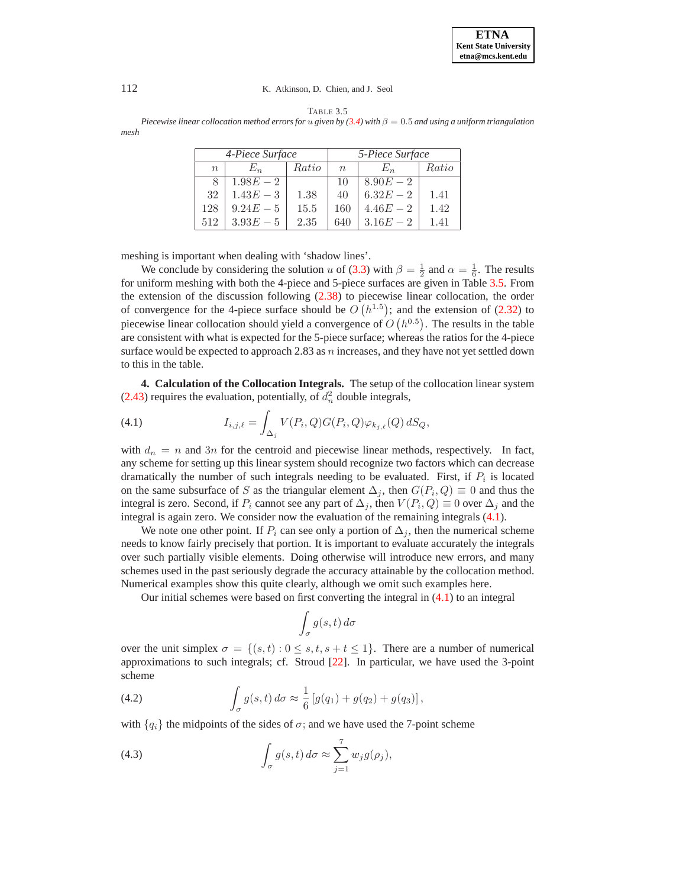TABLE 3.5

*Piecewise linear collocation method errors for $u$ given by (3.4) with $\beta = 0.5$ and using a uniform triangulation mesh*

| *4-Piece Surface* | | | *5-Piece Surface* | | |
|---|---|---|---|---|---|
| $n$ | $E_n$ | *Ratio* | $n$ | $E_n$ | *Ratio* |
| 8 | $1.98E-2$ | | 10 | $8.90E-2$ | |
| 32 | $1.43E-3$ | 1.38 | 40 | $6.32E-2$ | 1.41 |
| 128 | $9.24E-5$ | 15.5 | 160 | $4.46E-2$ | 1.42 |
| 512 | $3.93E-5$ | 2.35 | 640 | $3.16E-2$ | 1.41 |

meshing is important when dealing with 'shadow lines'.

We conclude by considering the solution $u$ of (3.3) with $\beta = \frac{1}{2}$ and $\alpha = \frac{1}{6}$. The results for uniform meshing with both the 4-piece and 5-piece surfaces are given in Table 3.5. From the extension of the discussion following (2.38) to piecewise linear collocation, the order of convergence for the 4-piece surface should be $O\left(h^{1.5}\right)$; and the extension of (2.32) to piecewise linear collocation should yield a convergence of $O\left(h^{0.5}\right)$. The results in the table are consistent with what is expected for the 5-piece surface; whereas the ratios for the 4-piece surface would be expected to approach 2.83 as $n$ increases, and they have not yet settled down to this in the table.

## 4. Calculation of the Collocation Integrals.

The setup of the collocation linear system (2.43) requires the evaluation, potentially, of $d_n^2$ double integrals,

$$I_{i,j,\ell} = \int_{\Delta_j} V(P_i, Q) G(P_i, Q) \varphi_{k_{j,\ell}}(Q) \, dS_Q, \tag{4.1}$$

with $d_n = n$ and $3n$ for the centroid and piecewise linear methods, respectively. In fact, any scheme for setting up this linear system should recognize two factors which can decrease dramatically the number of such integrals needing to be evaluated. First, if $P_i$ is located on the same subsurface of $S$ as the triangular element $\Delta_j$, then $G(P_i, Q) \equiv 0$ and thus the integral is zero. Second, if $P_i$ cannot see any part of $\Delta_j$, then $V(P_i, Q) \equiv 0$ over $\Delta_j$ and the integral is again zero. We consider now the evaluation of the remaining integrals (4.1).

We note one other point. If $P_i$ can see only a portion of $\Delta_j$, then the numerical scheme needs to know fairly precisely that portion. It is important to evaluate accurately the integrals over such partially visible elements. Doing otherwise will introduce new errors, and many schemes used in the past seriously degrade the accuracy attainable by the collocation method. Numerical examples show this quite clearly, although we omit such examples here.

Our initial schemes were based on first converting the integral in (4.1) to an integral

$$\int_\sigma g(s,t) \, d\sigma$$

over the unit simplex $\sigma = \{(s,t) : 0 \le s, t, s+t \le 1\}$. There are a number of numerical approximations to such integrals; cf. Stroud [22]. In particular, we have used the 3-point scheme

$$\int_\sigma g(s,t) \, d\sigma \approx \frac{1}{6} \left[ g(q_1) + g(q_2) + g(q_3) \right], \tag{4.2}$$

with $\{q_i\}$ the midpoints of the sides of $\sigma$; and we have used the 7-point scheme

$$\int_\sigma g(s,t) \, d\sigma \approx \sum_{j=1}^{7} w_j g(\rho_j), \tag{4.3}$$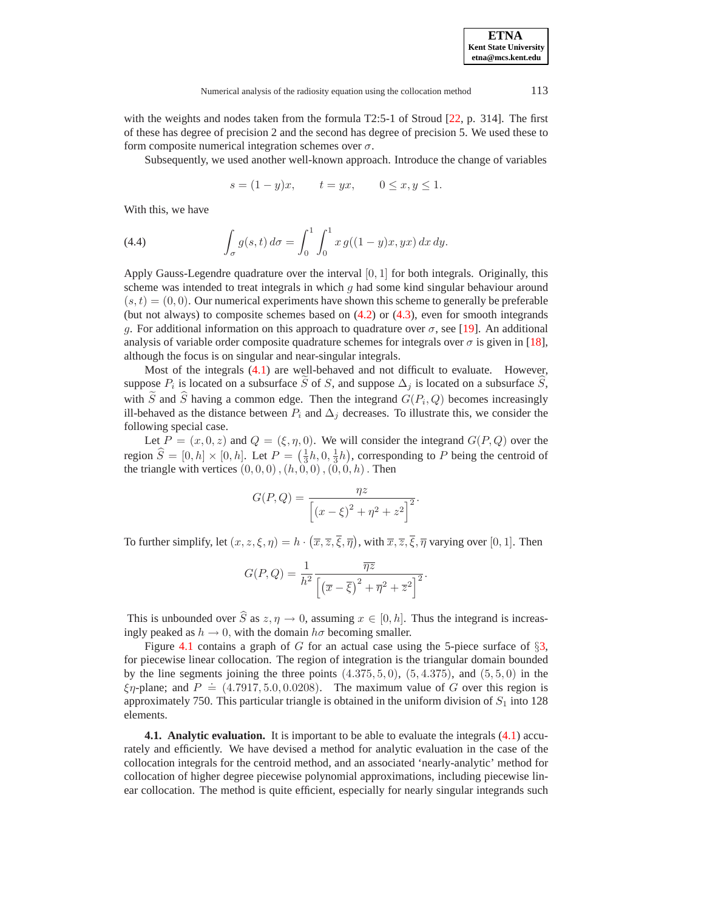with the weights and nodes taken from the formula T2:5-1 of Stroud [22, p. 314]. The first of these has degree of precision 2 and the second has degree of precision 5. We used these to form composite numerical integration schemes over $\sigma$.

Subsequently, we used another well-known approach. Introduce the change of variables

$$s = (1-y)x, \qquad t = yx, \qquad 0 \le x, y \le 1.$$

With this, we have

$$\int_\sigma g(s,t)\, d\sigma = \int_0^1 \int_0^1 x\, g((1-y)x, yx)\, dx\, dy. \tag{4.4}$$

Apply Gauss-Legendre quadrature over the interval $[0,1]$ for both integrals. Originally, this scheme was intended to treat integrals in which $g$ had some kind singular behaviour around $(s,t) = (0,0)$. Our numerical experiments have shown this scheme to generally be preferable (but not always) to composite schemes based on (4.2) or (4.3), even for smooth integrands $g$. For additional information on this approach to quadrature over $\sigma$, see [19]. An additional analysis of variable order composite quadrature schemes for integrals over $\sigma$ is given in [18], although the focus is on singular and near-singular integrals.

Most of the integrals (4.1) are well-behaved and not difficult to evaluate. However, suppose $P_i$ is located on a subsurface $\widetilde{S}$ of $S$, and suppose $\Delta_j$ is located on a subsurface $\widehat{S}$, with $\widetilde{S}$ and $\widehat{S}$ having a common edge. Then the integrand $G(P_i, Q)$ becomes increasingly ill-behaved as the distance between $P_i$ and $\Delta_j$ decreases. To illustrate this, we consider the following special case.

Let $P = (x, 0, z)$ and $Q = (\xi, \eta, 0)$. We will consider the integrand $G(P,Q)$ over the region $\widehat{S} = [0,h] \times [0,h]$. Let $P = \left(\frac{1}{3}h, 0, \frac{1}{3}h\right)$, corresponding to $P$ being the centroid of the triangle with vertices $(0,0,0)\,, (h,0,0)\,, (0,0,h)\,.$ Then

$$G(P,Q) = \frac{\eta z}{\left[(x-\xi)^2 + \eta^2 + z^2\right]^2}.$$

To further simplify, let $(x, z, \xi, \eta) = h \cdot \left(\overline{x}, \overline{z}, \overline{\xi}, \overline{\eta}\right)$, with $\overline{x}, \overline{z}, \overline{\xi}, \overline{\eta}$ varying over $[0,1]$. Then

$$G(P,Q) = \frac{1}{h^2} \frac{\overline{\eta z}}{\left[\left(\overline{x} - \overline{\xi}\right)^2 + \overline{\eta}^2 + \overline{z}^2\right]^2}.$$

This is unbounded over $\widehat{S}$ as $z, \eta \to 0$, assuming $x \in [0,h]$. Thus the integrand is increasingly peaked as $h \to 0$, with the domain $h\sigma$ becoming smaller.

Figure 4.1 contains a graph of $G$ for an actual case using the 5-piece surface of §3, for piecewise linear collocation. The region of integration is the triangular domain bounded by the line segments joining the three points $(4.375, 5, 0)$, $(5, 4.375)$, and $(5,5,0)$ in the $\xi\eta$-plane; and $P \doteq (4.7917, 5.0, 0.0208)$. The maximum value of $G$ over this region is approximately 750. This particular triangle is obtained in the uniform division of $S_1$ into 128 elements.

**4.1. Analytic evaluation.** It is important to be able to evaluate the integrals (4.1) accurately and efficiently. We have devised a method for analytic evaluation in the case of the collocation integrals for the centroid method, and an associated 'nearly-analytic' method for collocation of higher degree piecewise polynomial approximations, including piecewise linear collocation. The method is quite efficient, especially for nearly singular integrands such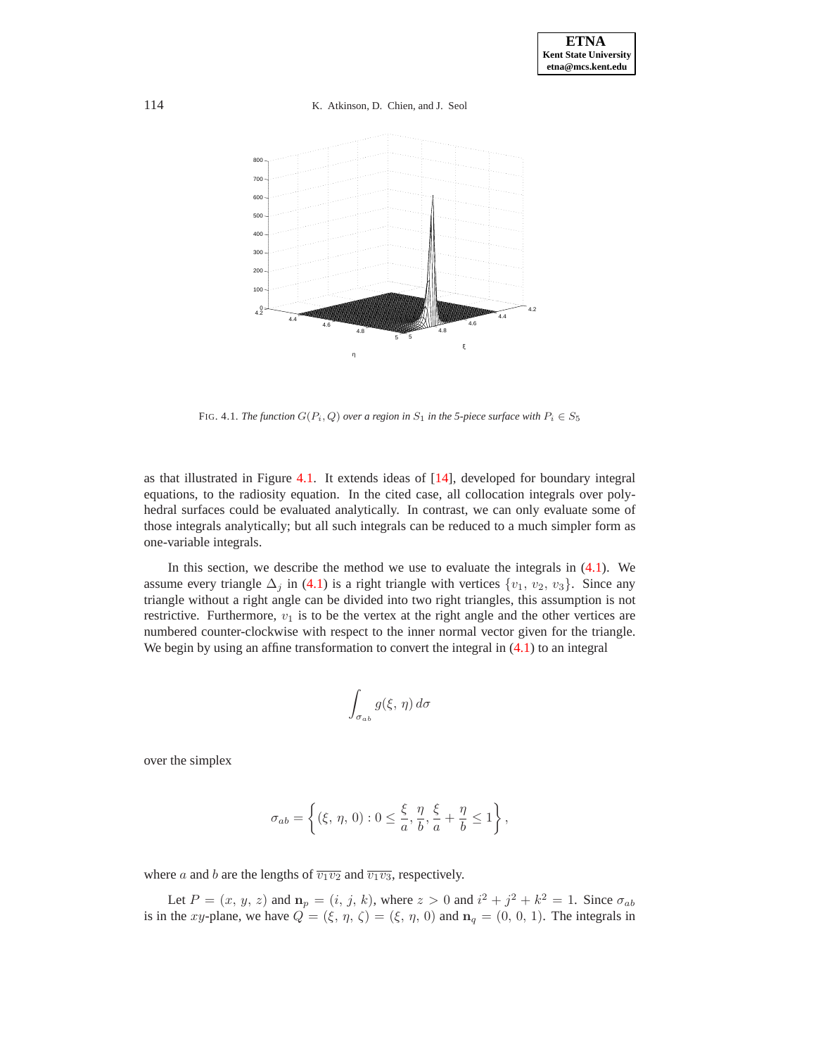FIG. 4.1. *The function $G(P_i, Q)$ over a region in $S_1$ in the 5-piece surface with $P_i \in S_5$*

as that illustrated in Figure 4.1. It extends ideas of [14], developed for boundary integral equations, to the radiosity equation. In the cited case, all collocation integrals over polyhedral surfaces could be evaluated analytically. In contrast, we can only evaluate some of those integrals analytically; but all such integrals can be reduced to a much simpler form as one-variable integrals.

In this section, we describe the method we use to evaluate the integrals in (4.1). We assume every triangle $\Delta_j$ in (4.1) is a right triangle with vertices $\{v_1, v_2, v_3\}$. Since any triangle without a right angle can be divided into two right triangles, this assumption is not restrictive. Furthermore, $v_1$ is to be the vertex at the right angle and the other vertices are numbered counter-clockwise with respect to the inner normal vector given for the triangle. We begin by using an affine transformation to convert the integral in (4.1) to an integral

$$\int_{\sigma_{ab}} g(\xi,\, \eta)\, d\sigma$$

over the simplex

$$\sigma_{ab} = \left\{ (\xi,\, \eta,\, 0) : 0 \leq \frac{\xi}{a}, \frac{\eta}{b}, \frac{\xi}{a} + \frac{\eta}{b} \leq 1 \right\},$$

where $a$ and $b$ are the lengths of $\overline{v_1 v_2}$ and $\overline{v_1 v_3}$, respectively.

Let $P = (x,\, y,\, z)$ and $\mathbf{n}_p = (i,\, j,\, k)$, where $z > 0$ and $i^2 + j^2 + k^2 = 1$. Since $\sigma_{ab}$ is in the $xy$-plane, we have $Q = (\xi,\, \eta,\, \zeta) = (\xi,\, \eta,\, 0)$ and $\mathbf{n}_q = (0,\, 0,\, 1)$. The integrals in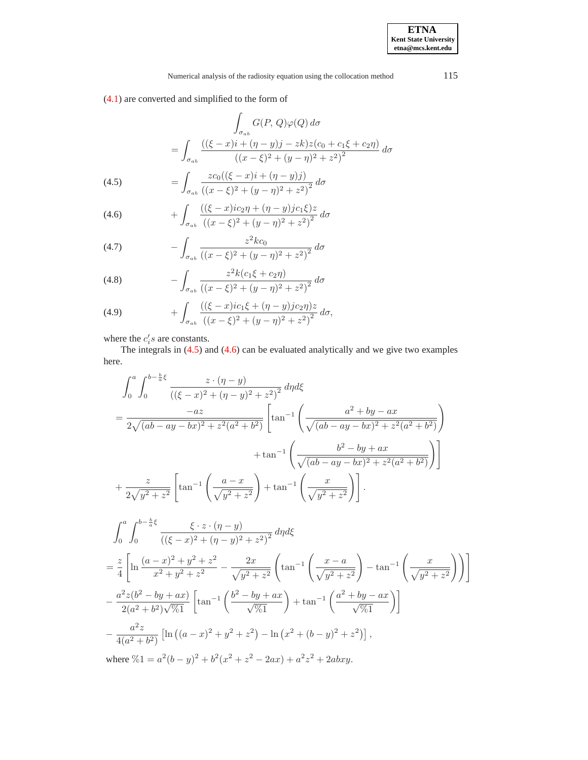(4.1) are converted and simplified to the form of

$$
\begin{aligned}
&\int_{\sigma_{ab}} G(P,\, Q)\varphi(Q)\, d\sigma \\
&= \int_{\sigma_{ab}} \frac{((\xi - x)i + (\eta - y)j - zk)z(c_0 + c_1\xi + c_2\eta)}{\left((x-\xi)^2 + (y-\eta)^2 + z^2\right)^2}\, d\sigma
\end{aligned}
$$

$$
= \int_{\sigma_{ab}} \frac{zc_0((\xi - x)i + (\eta - y)j)}{\left((x-\xi)^2 + (y-\eta)^2 + z^2\right)^2}\, d\sigma \tag{4.5}
$$

$$
+ \int_{\sigma_{ab}} \frac{((\xi - x)ic_2\eta + (\eta - y)jc_1\xi)z}{\left((x-\xi)^2 + (y-\eta)^2 + z^2\right)^2}\, d\sigma \tag{4.6}
$$

$$
- \int_{\sigma_{ab}} \frac{z^2kc_0}{\left((x-\xi)^2 + (y-\eta)^2 + z^2\right)^2}\, d\sigma \tag{4.7}
$$

$$
- \int_{\sigma_{ab}} \frac{z^2k(c_1\xi + c_2\eta)}{\left((x-\xi)^2 + (y-\eta)^2 + z^2\right)^2}\, d\sigma \tag{4.8}
$$

$$
+ \int_{\sigma_{ab}} \frac{((\xi - x)ic_1\xi + (\eta - y)jc_2\eta)z}{\left((x-\xi)^2 + (y-\eta)^2 + z^2\right)^2}\, d\sigma, \tag{4.9}
$$

where the $c_i's$ are constants.

The integrals in (4.5) and (4.6) can be evaluated analytically and we give two examples here.

$$
\begin{aligned}
&\int_0^a \int_0^{b - \frac{b}{a}\xi} \frac{z \cdot (\eta - y)}{\left((\xi - x)^2 + (\eta - y)^2 + z^2\right)^2}\, d\eta d\xi \\
&= \frac{-az}{2\sqrt{(ab - ay - bx)^2 + z^2(a^2 + b^2)}} \left[ \tan^{-1}\left( \frac{a^2 + by - ax}{\sqrt{(ab - ay - bx)^2 + z^2(a^2 + b^2)}} \right) \right. \\
&\qquad \left. + \tan^{-1}\left( \frac{b^2 - by + ax}{\sqrt{(ab - ay - bx)^2 + z^2(a^2 + b^2)}} \right) \right] \\
&\quad + \frac{z}{2\sqrt{y^2 + z^2}} \left[ \tan^{-1}\left( \frac{a - x}{\sqrt{y^2 + z^2}} \right) + \tan^{-1}\left( \frac{x}{\sqrt{y^2 + z^2}} \right) \right].
\end{aligned}
$$

$$
\begin{aligned}
&\int_0^a \int_0^{b - \frac{b}{a}\xi} \frac{\xi \cdot z \cdot (\eta - y)}{\left((\xi - x)^2 + (\eta - y)^2 + z^2\right)^2}\, d\eta d\xi \\
&= \frac{z}{4}\left[ \ln\frac{(a-x)^2 + y^2 + z^2}{x^2 + y^2 + z^2} - \frac{2x}{\sqrt{y^2 + z^2}} \left( \tan^{-1}\left( \frac{x - a}{\sqrt{y^2 + z^2}} \right) - \tan^{-1}\left( \frac{x}{\sqrt{y^2 + z^2}} \right) \right) \right] \\
&\quad - \frac{a^2 z(b^2 - by + ax)}{2(a^2 + b^2)\sqrt{\%1}} \left[ \tan^{-1}\left( \frac{b^2 - by + ax}{\sqrt{\%1}} \right) + \tan^{-1}\left( \frac{a^2 + by - ax}{\sqrt{\%1}} \right) \right] \\
&\quad - \frac{a^2 z}{4(a^2 + b^2)} \left[ \ln\left((a-x)^2 + y^2 + z^2\right) - \ln\left(x^2 + (b-y)^2 + z^2\right) \right],
\end{aligned}
$$

where $\%1 = a^2(b-y)^2 + b^2(x^2 + z^2 - 2ax) + a^2z^2 + 2abxy$.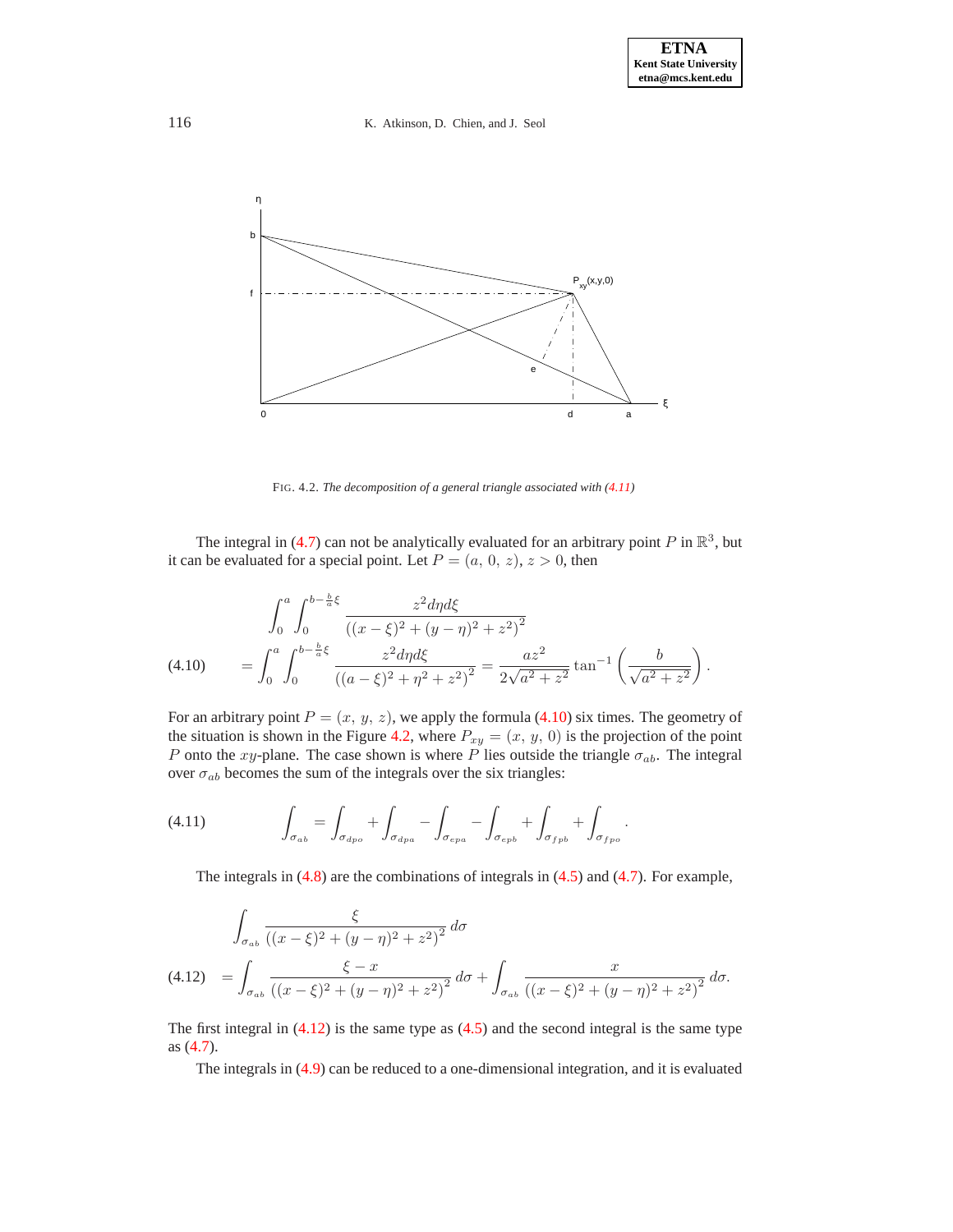FIG. 4.2. *The decomposition of a general triangle associated with (4.11)*

The integral in (4.7) can not be analytically evaluated for an arbitrary point $P$ in $\mathbb{R}^3$, but it can be evaluated for a special point. Let $P = (a,\, 0,\, z)$, $z > 0$, then

$$
\begin{aligned}
&\int_0^a \int_0^{b-\frac{b}{a}\xi} \frac{z^2 d\eta d\xi}{\left((x-\xi)^2 + (y-\eta)^2 + z^2\right)^2} \\
(4.10) \qquad &= \int_0^a \int_0^{b-\frac{b}{a}\xi} \frac{z^2 d\eta d\xi}{\left((a-\xi)^2 + \eta^2 + z^2\right)^2} = \frac{az^2}{2\sqrt{a^2+z^2}} \tan^{-1}\left(\frac{b}{\sqrt{a^2+z^2}}\right).
\end{aligned}
$$

For an arbitrary point $P = (x,\, y,\, z)$, we apply the formula (4.10) six times. The geometry of the situation is shown in the Figure 4.2, where $P_{xy} = (x,\, y,\, 0)$ is the projection of the point $P$ onto the $xy$-plane. The case shown is where $P$ lies outside the triangle $\sigma_{ab}$. The integral over $\sigma_{ab}$ becomes the sum of the integrals over the six triangles:

$$
(4.11) \qquad \int_{\sigma_{ab}} = \int_{\sigma_{dpo}} + \int_{\sigma_{dpa}} - \int_{\sigma_{epa}} - \int_{\sigma_{epb}} + \int_{\sigma_{fpb}} + \int_{\sigma_{fpo}}.
$$

The integrals in (4.8) are the combinations of integrals in (4.5) and (4.7). For example,

$$
\begin{aligned}
&\int_{\sigma_{ab}} \frac{\xi}{\left((x-\xi)^2 + (y-\eta)^2 + z^2\right)^2}\, d\sigma \\
(4.12) \quad &= \int_{\sigma_{ab}} \frac{\xi - x}{\left((x-\xi)^2 + (y-\eta)^2 + z^2\right)^2}\, d\sigma + \int_{\sigma_{ab}} \frac{x}{\left((x-\xi)^2 + (y-\eta)^2 + z^2\right)^2}\, d\sigma.
\end{aligned}
$$

The first integral in (4.12) is the same type as (4.5) and the second integral is the same type as (4.7).

The integrals in (4.9) can be reduced to a one-dimensional integration, and it is evaluated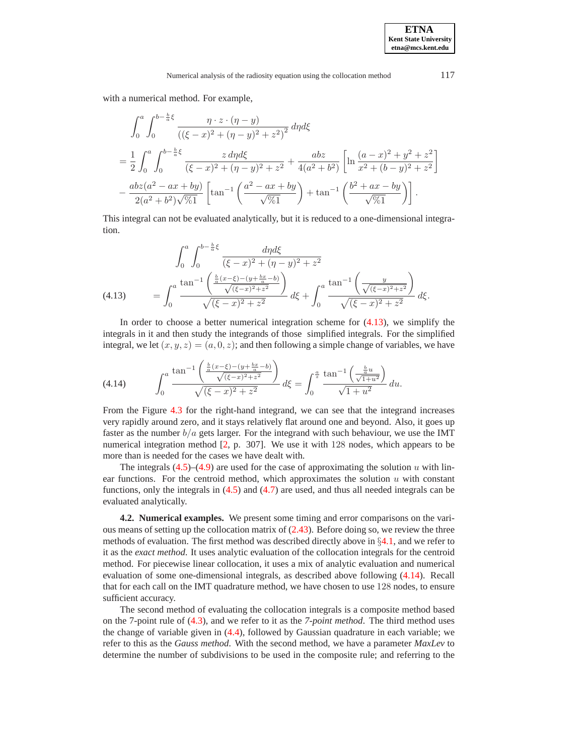with a numerical method. For example,

$$
\begin{aligned}
&\int_0^a \int_0^{b-\frac{b}{a}\xi} \frac{\eta \cdot z \cdot (\eta - y)}{\left((\xi - x)^2 + (\eta - y)^2 + z^2\right)^2} \, d\eta d\xi \\
&= \frac{1}{2} \int_0^a \int_0^{b-\frac{b}{a}\xi} \frac{z \, d\eta d\xi}{(\xi - x)^2 + (\eta - y)^2 + z^2} + \frac{abz}{4(a^2+b^2)} \left[ \ln \frac{(a-x)^2 + y^2 + z^2}{x^2 + (b-y)^2 + z^2} \right] \\
&- \frac{abz(a^2 - ax + by)}{2(a^2+b^2)\sqrt{\%1}} \left[ \tan^{-1}\left( \frac{a^2 - ax + by}{\sqrt{\%1}} \right) + \tan^{-1}\left( \frac{b^2 + ax - by}{\sqrt{\%1}} \right) \right].
\end{aligned}
$$

This integral can not be evaluated analytically, but it is reduced to a one-dimensional integration.

$$
\begin{aligned}
&\int_0^a \int_0^{b-\frac{b}{a}\xi} \frac{d\eta d\xi}{(\xi - x)^2 + (\eta - y)^2 + z^2} \\
&= \int_0^a \frac{\tan^{-1}\left( \frac{\frac{b}{a}(x-\xi) - (y + \frac{bx}{a} - b)}{\sqrt{(\xi - x)^2 + z^2}} \right)}{\sqrt{(\xi - x)^2 + z^2}} \, d\xi + \int_0^a \frac{\tan^{-1}\left( \frac{y}{\sqrt{(\xi - x)^2 + z^2}} \right)}{\sqrt{(\xi - x)^2 + z^2}} \, d\xi.
\end{aligned}
\tag{4.13}
$$

In order to choose a better numerical integration scheme for (4.13), we simplify the integrals in it and then study the integrands of those simplified integrals. For the simplified integral, we let $(x, y, z) = (a, 0, z)$; and then following a simple change of variables, we have

$$
\int_0^a \frac{\tan^{-1}\left( \frac{\frac{b}{a}(x-\xi) - (y + \frac{bx}{a} - b)}{\sqrt{(\xi - x)^2 + z^2}} \right)}{\sqrt{(\xi - x)^2 + z^2}} \, d\xi = \int_0^{\frac{a}{z}} \frac{\tan^{-1}\left( \frac{\frac{b}{a}u}{\sqrt{1+u^2}} \right)}{\sqrt{1+u^2}} \, du.
\tag{4.14}
$$

From the Figure 4.3 for the right-hand integrand, we can see that the integrand increases very rapidly around zero, and it stays relatively flat around one and beyond. Also, it goes up faster as the number $b/a$ gets larger. For the integrand with such behaviour, we use the IMT numerical integration method [2, p. 307]. We use it with $128$ nodes, which appears to be more than is needed for the cases we have dealt with.

The integrals (4.5)–(4.9) are used for the case of approximating the solution $u$ with linear functions. For the centroid method, which approximates the solution $u$ with constant functions, only the integrals in (4.5) and (4.7) are used, and thus all needed integrals can be evaluated analytically.

**4.2. Numerical examples.** We present some timing and error comparisons on the various means of setting up the collocation matrix of (2.43). Before doing so, we review the three methods of evaluation. The first method was described directly above in §4.1, and we refer to it as the *exact method*. It uses analytic evaluation of the collocation integrals for the centroid method. For piecewise linear collocation, it uses a mix of analytic evaluation and numerical evaluation of some one-dimensional integrals, as described above following (4.14). Recall that for each call on the IMT quadrature method, we have chosen to use $128$ nodes, to ensure sufficient accuracy.

The second method of evaluating the collocation integrals is a composite method based on the 7-point rule of (4.3), and we refer to it as the *7-point method*. The third method uses the change of variable given in (4.4), followed by Gaussian quadrature in each variable; we refer to this as the *Gauss method*. With the second method, we have a parameter *MaxLev* to determine the number of subdivisions to be used in the composite rule; and referring to the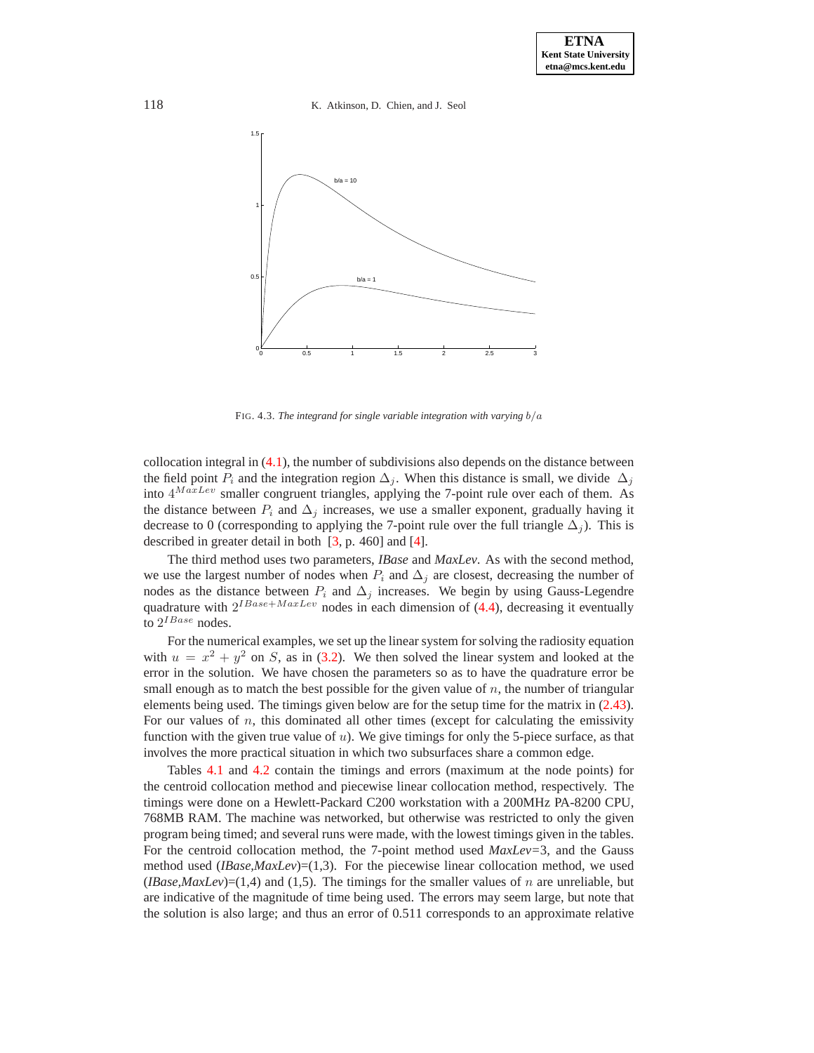FIG. 4.3. *The integrand for single variable integration with varying $b/a$*

collocation integral in (4.1), the number of subdivisions also depends on the distance between the field point $P_i$ and the integration region $\Delta_j$. When this distance is small, we divide $\Delta_j$ into $4^{MaxLev}$ smaller congruent triangles, applying the 7-point rule over each of them. As the distance between $P_i$ and $\Delta_j$ increases, we use a smaller exponent, gradually having it decrease to 0 (corresponding to applying the 7-point rule over the full triangle $\Delta_j$). This is described in greater detail in both [3, p. 460] and [4].

The third method uses two parameters, *IBase* and *MaxLev*. As with the second method, we use the largest number of nodes when $P_i$ and $\Delta_j$ are closest, decreasing the number of nodes as the distance between $P_i$ and $\Delta_j$ increases. We begin by using Gauss-Legendre quadrature with $2^{IBase+MaxLev}$ nodes in each dimension of (4.4), decreasing it eventually to $2^{IBase}$ nodes.

For the numerical examples, we set up the linear system for solving the radiosity equation with $u = x^2 + y^2$ on $S$, as in (3.2). We then solved the linear system and looked at the error in the solution. We have chosen the parameters so as to have the quadrature error be small enough as to match the best possible for the given value of $n$, the number of triangular elements being used. The timings given below are for the setup time for the matrix in (2.43). For our values of $n$, this dominated all other times (except for calculating the emissivity function with the given true value of $u$). We give timings for only the 5-piece surface, as that involves the more practical situation in which two subsurfaces share a common edge.

Tables 4.1 and 4.2 contain the timings and errors (maximum at the node points) for the centroid collocation method and piecewise linear collocation method, respectively. The timings were done on a Hewlett-Packard C200 workstation with a 200MHz PA-8200 CPU, 768MB RAM. The machine was networked, but otherwise was restricted to only the given program being timed; and several runs were made, with the lowest timings given in the tables. For the centroid collocation method, the 7-point method used *MaxLev*=3, and the Gauss method used (*IBase,MaxLev*)=(1,3). For the piecewise linear collocation method, we used (*IBase,MaxLev*)=(1,4) and (1,5). The timings for the smaller values of $n$ are unreliable, but are indicative of the magnitude of time being used. The errors may seem large, but note that the solution is also large; and thus an error of 0.511 corresponds to an approximate relative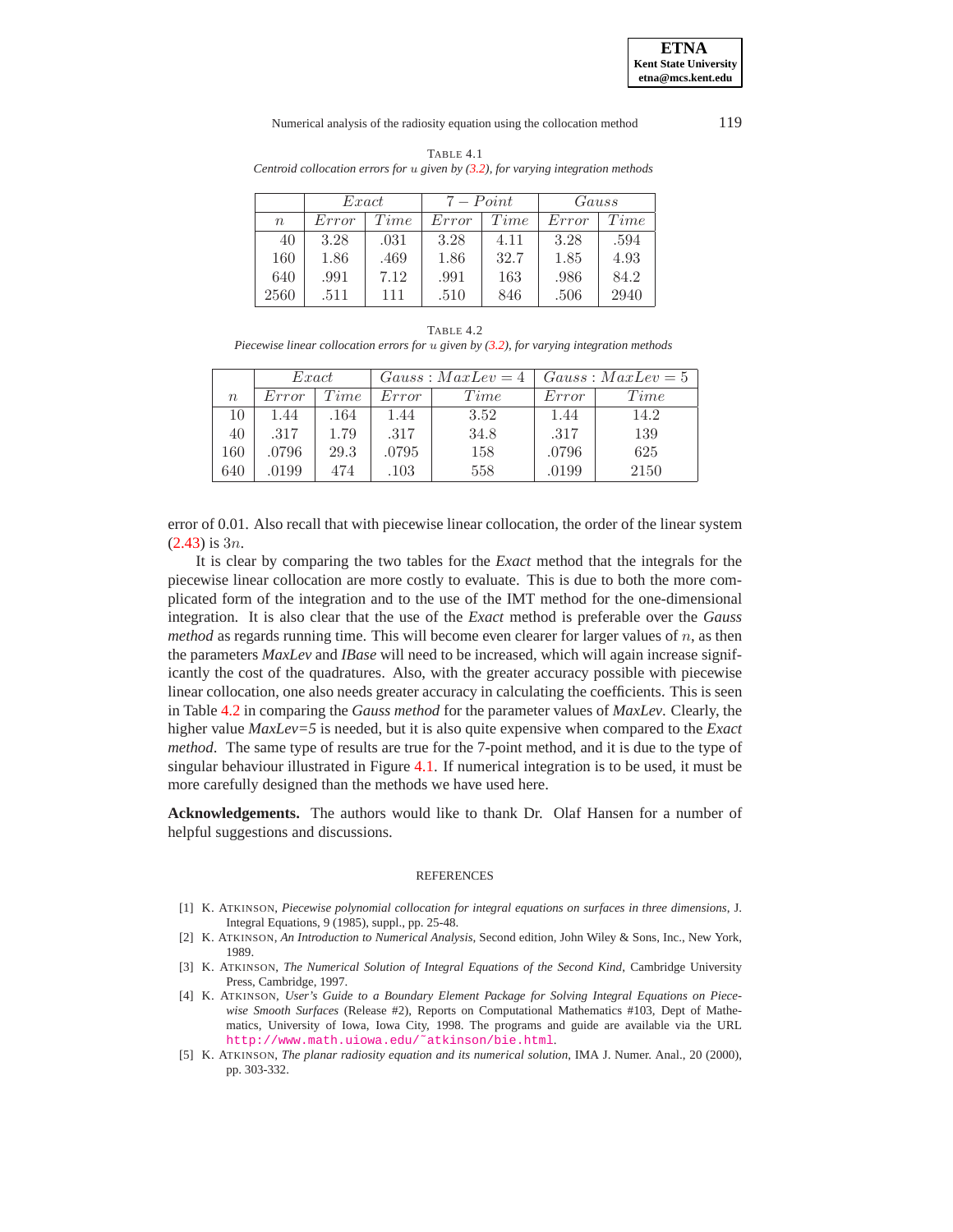TABLE 4.1

*Centroid collocation errors for $u$ given by (3.2), for varying integration methods*

| | $Exact$ | | $7-Point$ | | $Gauss$ | |
|---|---|---|---|---|---|---|
| $n$ | $Error$ | $Time$ | $Error$ | $Time$ | $Error$ | $Time$ |
| 40 | 3.28 | .031 | 3.28 | 4.11 | 3.28 | .594 |
| 160 | 1.86 | .469 | 1.86 | 32.7 | 1.85 | 4.93 |
| 640 | .991 | 7.12 | .991 | 163 | .986 | 84.2 |
| 2560 | .511 | 111 | .510 | 846 | .506 | 2940 |

TABLE 4.2

*Piecewise linear collocation errors for $u$ given by (3.2), for varying integration methods*

| | $Exact$ | | $Gauss : MaxLev = 4$ | | $Gauss : MaxLev = 5$ | |
|---|---|---|---|---|---|---|
| $n$ | $Error$ | $Time$ | $Error$ | $Time$ | $Error$ | $Time$ |
| 10 | 1.44 | .164 | 1.44 | 3.52 | 1.44 | 14.2 |
| 40 | .317 | 1.79 | .317 | 34.8 | .317 | 139 |
| 160 | .0796 | 29.3 | .0795 | 158 | .0796 | 625 |
| 640 | .0199 | 474 | .103 | 558 | .0199 | 2150 |

error of 0.01. Also recall that with piecewise linear collocation, the order of the linear system (2.43) is $3n$.

It is clear by comparing the two tables for the *Exact* method that the integrals for the piecewise linear collocation are more costly to evaluate. This is due to both the more complicated form of the integration and to the use of the IMT method for the one-dimensional integration. It is also clear that the use of the *Exact* method is preferable over the *Gauss method* as regards running time. This will become even clearer for larger values of $n$, as then the parameters *MaxLev* and *IBase* will need to be increased, which will again increase significantly the cost of the quadratures. Also, with the greater accuracy possible with piecewise linear collocation, one also needs greater accuracy in calculating the coefficients. This is seen in Table 4.2 in comparing the *Gauss method* for the parameter values of *MaxLev*. Clearly, the higher value *MaxLev=5* is needed, but it is also quite expensive when compared to the *Exact method*. The same type of results are true for the 7-point method, and it is due to the type of singular behaviour illustrated in Figure 4.1. If numerical integration is to be used, it must be more carefully designed than the methods we have used here.

**Acknowledgements.** The authors would like to thank Dr. Olaf Hansen for a number of helpful suggestions and discussions.

## REFERENCES

[1] K. Atkinson, *Piecewise polynomial collocation for integral equations on surfaces in three dimensions*, J. Integral Equations, 9 (1985), suppl., pp. 25-48.

[2] K. Atkinson, *An Introduction to Numerical Analysis*, Second edition, John Wiley & Sons, Inc., New York, 1989.

[3] K. Atkinson, *The Numerical Solution of Integral Equations of the Second Kind*, Cambridge University Press, Cambridge, 1997.

[4] K. Atkinson, *User's Guide to a Boundary Element Package for Solving Integral Equations on Piecewise Smooth Surfaces* (Release #2), Reports on Computational Mathematics #103, Dept of Mathematics, University of Iowa, Iowa City, 1998. The programs and guide are available via the URL http://www.math.uiowa.edu/~atkinson/bie.html.

[5] K. Atkinson, *The planar radiosity equation and its numerical solution*, IMA J. Numer. Anal., 20 (2000), pp. 303-332.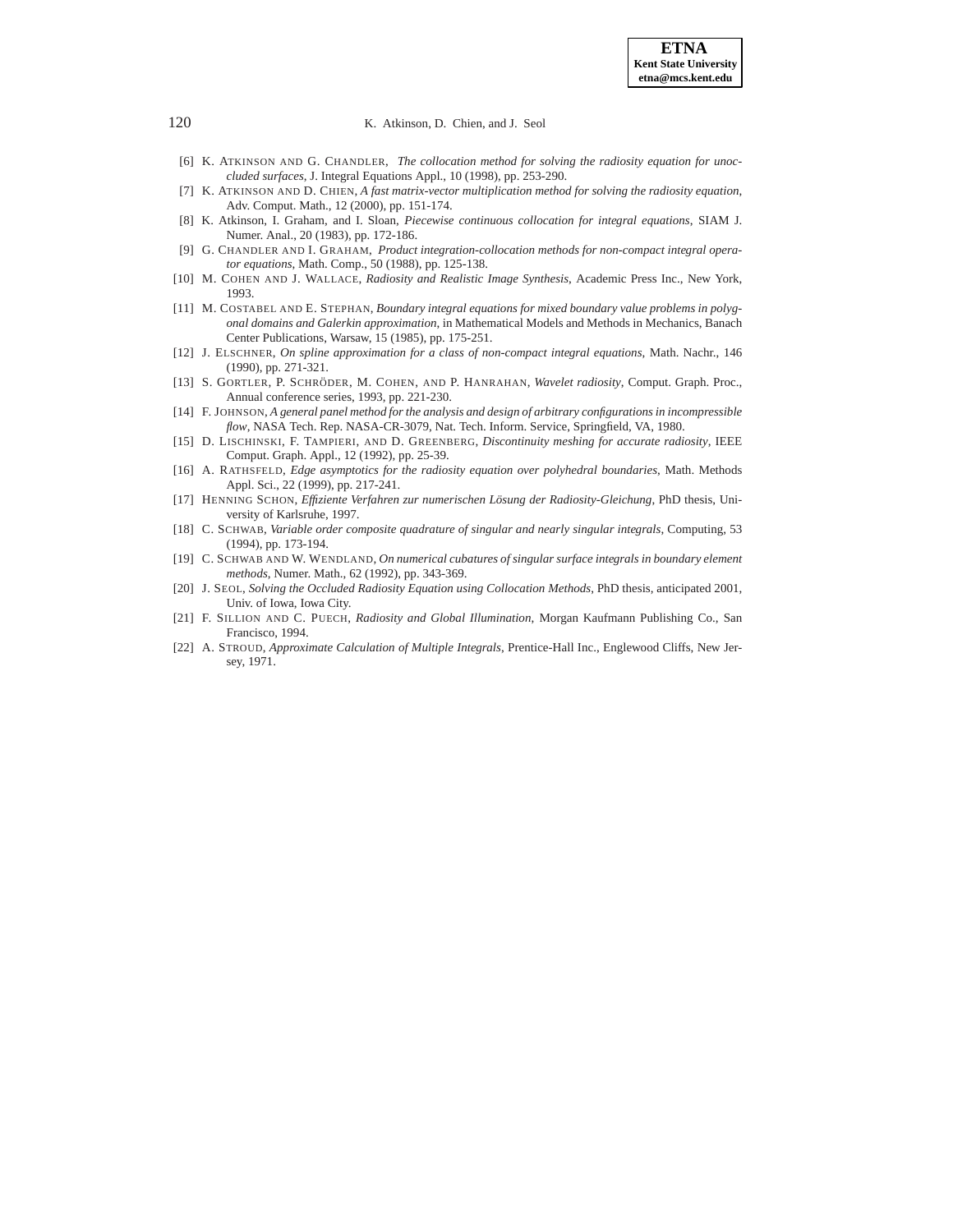[6] K. Atkinson and G. Chandler, *The collocation method for solving the radiosity equation for unoccluded surfaces*, J. Integral Equations Appl., 10 (1998), pp. 253-290.

[7] K. Atkinson and D. Chien, *A fast matrix-vector multiplication method for solving the radiosity equation*, Adv. Comput. Math., 12 (2000), pp. 151-174.

[8] K. Atkinson, I. Graham, and I. Sloan, *Piecewise continuous collocation for integral equations*, SIAM J. Numer. Anal., 20 (1983), pp. 172-186.

[9] G. Chandler and I. Graham, *Product integration-collocation methods for non-compact integral operator equations*, Math. Comp., 50 (1988), pp. 125-138.

[10] M. Cohen and J. Wallace, *Radiosity and Realistic Image Synthesis*, Academic Press Inc., New York, 1993.

[11] M. Costabel and E. Stephan, *Boundary integral equations for mixed boundary value problems in polygonal domains and Galerkin approximation*, in Mathematical Models and Methods in Mechanics, Banach Center Publications, Warsaw, 15 (1985), pp. 175-251.

[12] J. Elschner, *On spline approximation for a class of non-compact integral equations*, Math. Nachr., 146 (1990), pp. 271-321.

[13] S. Gortler, P. Schröder, M. Cohen, and P. Hanrahan, *Wavelet radiosity*, Comput. Graph. Proc., Annual conference series, 1993, pp. 221-230.

[14] F. Johnson, *A general panel method for the analysis and design of arbitrary configurations in incompressible flow*, NASA Tech. Rep. NASA-CR-3079, Nat. Tech. Inform. Service, Springfield, VA, 1980.

[15] D. Lischinski, F. Tampieri, and D. Greenberg, *Discontinuity meshing for accurate radiosity*, IEEE Comput. Graph. Appl., 12 (1992), pp. 25-39.

[16] A. Rathsfeld, *Edge asymptotics for the radiosity equation over polyhedral boundaries*, Math. Methods Appl. Sci., 22 (1999), pp. 217-241.

[17] Henning Schon, *Effiziente Verfahren zur numerischen Lösung der Radiosity-Gleichung*, PhD thesis, University of Karlsruhe, 1997.

[18] C. Schwab, *Variable order composite quadrature of singular and nearly singular integrals*, Computing, 53 (1994), pp. 173-194.

[19] C. Schwab and W. Wendland, *On numerical cubatures of singular surface integrals in boundary element methods*, Numer. Math., 62 (1992), pp. 343-369.

[20] J. Seol, *Solving the Occluded Radiosity Equation using Collocation Methods*, PhD thesis, anticipated 2001, Univ. of Iowa, Iowa City.

[21] F. Sillion and C. Puech, *Radiosity and Global Illumination*, Morgan Kaufmann Publishing Co., San Francisco, 1994.

[22] A. Stroud, *Approximate Calculation of Multiple Integrals*, Prentice-Hall Inc., Englewood Cliffs, New Jersey, 1971.